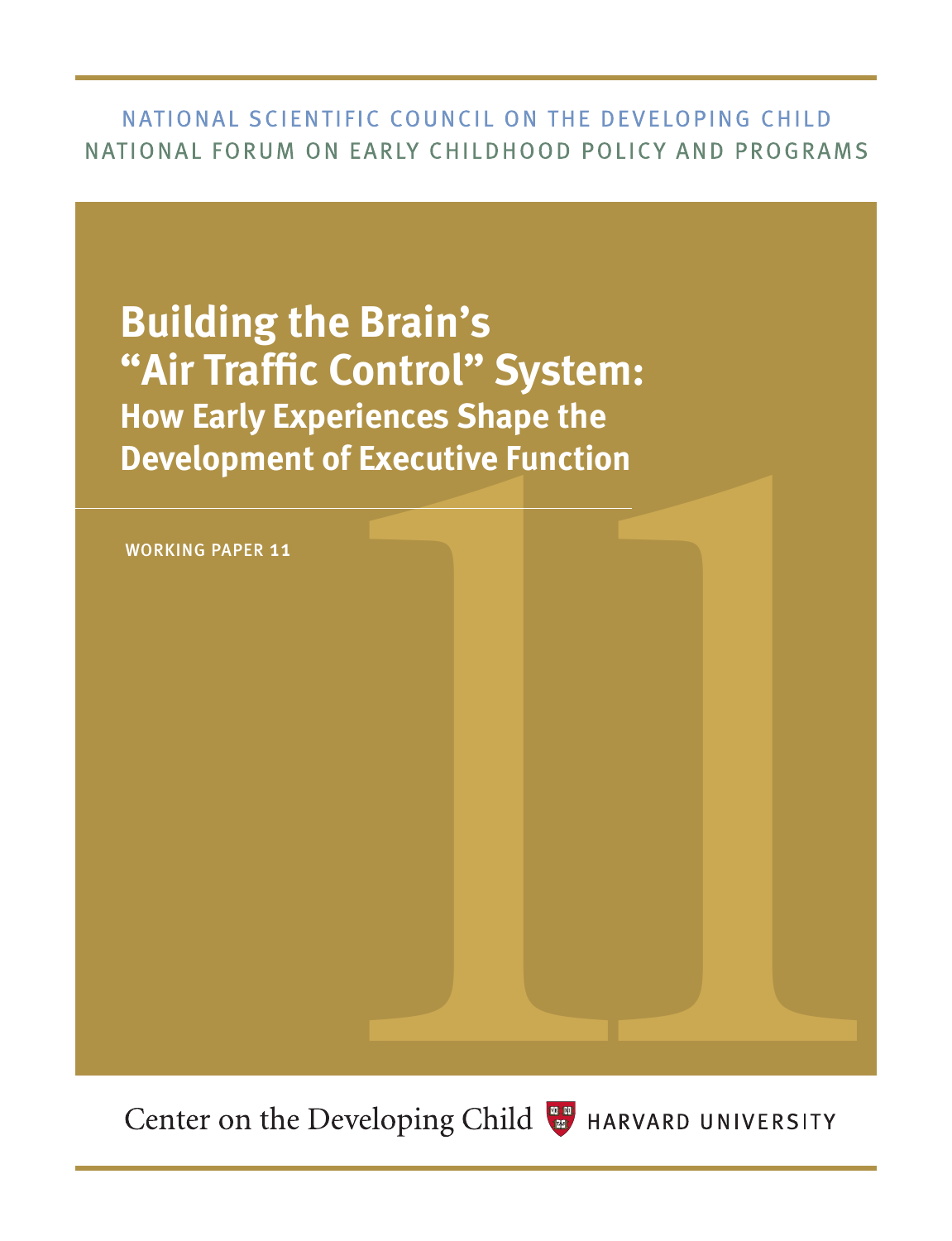NATIONAL SCIENTIFIC COUNCIL ON THE DEVELOPING CHILD

NATIONAL FORUM ON EARLY CHILDHOOD POLICY AND PROGRAMS

# Building the Brain's "Air Traffic Control" System:

## How Early Experiences Shape the Development of Executive Function

WORKING PAPER 11

Center on the Developing Child HARVARD UNIVERSITY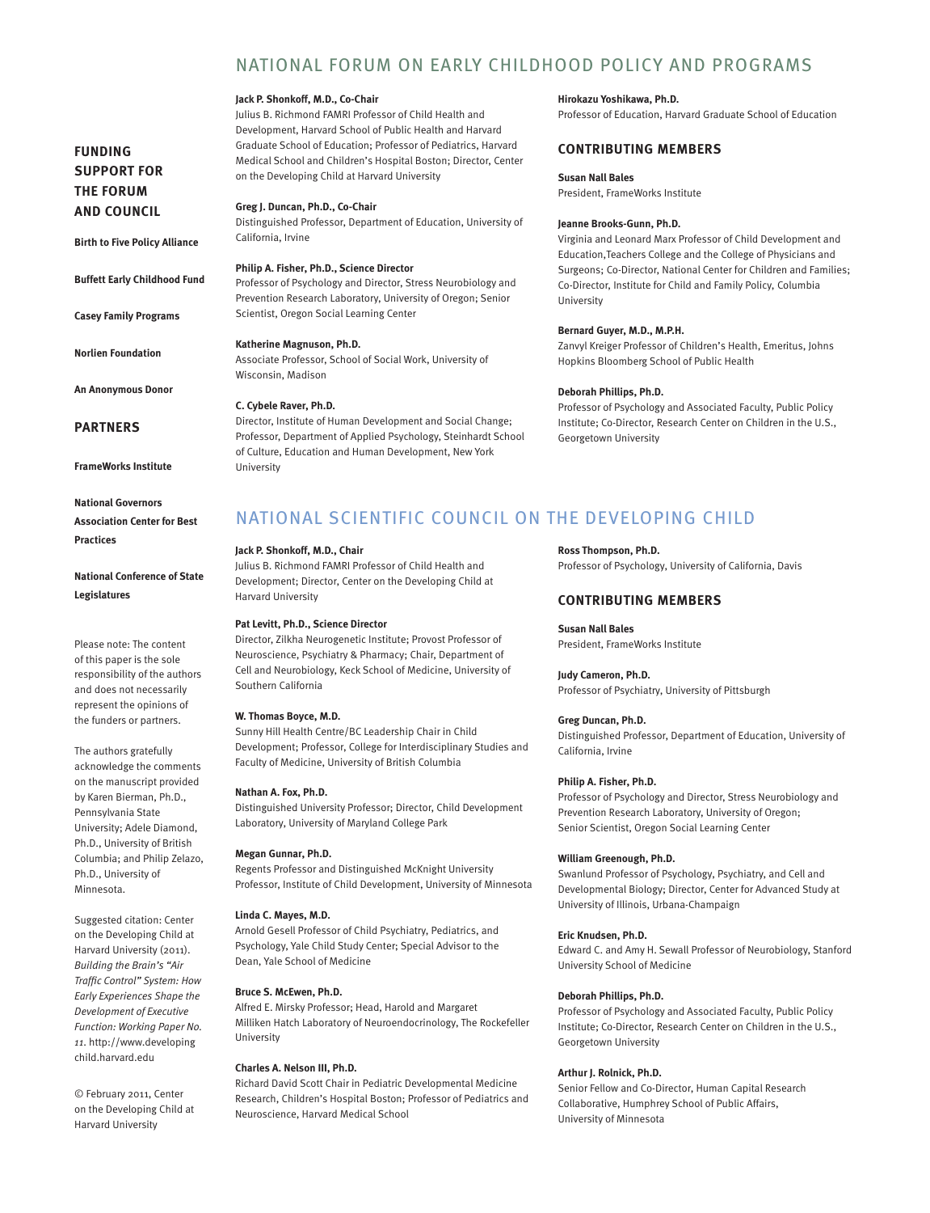## NATIONAL FORUM ON EARLY CHILDHOOD POLICY AND PROGRAMS

**Jack P. Shonkoff, M.D., Co-Chair**
Julius B. Richmond FAMRI Professor of Child Health and Development, Harvard School of Public Health and Harvard Graduate School of Education; Professor of Pediatrics, Harvard Medical School and Children's Hospital Boston; Director, Center on the Developing Child at Harvard University

**Greg J. Duncan, Ph.D., Co-Chair**
Distinguished Professor, Department of Education, University of California, Irvine

**Philip A. Fisher, Ph.D., Science Director**
Professor of Psychology and Director, Stress Neurobiology and Prevention Research Laboratory, University of Oregon; Senior Scientist, Oregon Social Learning Center

**Katherine Magnuson, Ph.D.**
Associate Professor, School of Social Work, University of Wisconsin, Madison

**C. Cybele Raver, Ph.D.**
Director, Institute of Human Development and Social Change; Professor, Department of Applied Psychology, Steinhardt School of Culture, Education and Human Development, New York University

**Hirokazu Yoshikawa, Ph.D.**
Professor of Education, Harvard Graduate School of Education

### CONTRIBUTING MEMBERS

**Susan Nall Bales**
President, FrameWorks Institute

**Jeanne Brooks-Gunn, Ph.D.**
Virginia and Leonard Marx Professor of Child Development and Education,Teachers College and the College of Physicians and Surgeons; Co-Director, National Center for Children and Families; Co-Director, Institute for Child and Family Policy, Columbia University

**Bernard Guyer, M.D., M.P.H.**
Zanvyl Kreiger Professor of Children's Health, Emeritus, Johns Hopkins Bloomberg School of Public Health

**Deborah Phillips, Ph.D.**
Professor of Psychology and Associated Faculty, Public Policy Institute; Co-Director, Research Center on Children in the U.S., Georgetown University

## NATIONAL SCIENTIFIC COUNCIL ON THE DEVELOPING CHILD

**Jack P. Shonkoff, M.D., Chair**
Julius B. Richmond FAMRI Professor of Child Health and Development; Director, Center on the Developing Child at Harvard University

**Pat Levitt, Ph.D., Science Director**
Director, Zilkha Neurogenetic Institute; Provost Professor of Neuroscience, Psychiatry & Pharmacy; Chair, Department of Cell and Neurobiology, Keck School of Medicine, University of Southern California

**W. Thomas Boyce, M.D.**
Sunny Hill Health Centre/BC Leadership Chair in Child Development; Professor, College for Interdisciplinary Studies and Faculty of Medicine, University of British Columbia

**Nathan A. Fox, Ph.D.**
Distinguished University Professor; Director, Child Development Laboratory, University of Maryland College Park

**Megan Gunnar, Ph.D.**
Regents Professor and Distinguished McKnight University Professor, Institute of Child Development, University of Minnesota

**Linda C. Mayes, M.D.**
Arnold Gesell Professor of Child Psychiatry, Pediatrics, and Psychology, Yale Child Study Center; Special Advisor to the Dean, Yale School of Medicine

**Bruce S. McEwen, Ph.D.**
Alfred E. Mirsky Professor; Head, Harold and Margaret Milliken Hatch Laboratory of Neuroendocrinology, The Rockefeller University

**Charles A. Nelson III, Ph.D.**
Richard David Scott Chair in Pediatric Developmental Medicine Research, Children's Hospital Boston; Professor of Pediatrics and Neuroscience, Harvard Medical School

**Ross Thompson, Ph.D.**
Professor of Psychology, University of California, Davis

### CONTRIBUTING MEMBERS

**Susan Nall Bales**
President, FrameWorks Institute

**Judy Cameron, Ph.D.**
Professor of Psychiatry, University of Pittsburgh

**Greg Duncan, Ph.D.**
Distinguished Professor, Department of Education, University of California, Irvine

**Philip A. Fisher, Ph.D.**
Professor of Psychology and Director, Stress Neurobiology and Prevention Research Laboratory, University of Oregon; Senior Scientist, Oregon Social Learning Center

**William Greenough, Ph.D.**
Swanlund Professor of Psychology, Psychiatry, and Cell and Developmental Biology; Director, Center for Advanced Study at University of Illinois, Urbana-Champaign

**Eric Knudsen, Ph.D.**
Edward C. and Amy H. Sewall Professor of Neurobiology, Stanford University School of Medicine

**Deborah Phillips, Ph.D.**
Professor of Psychology and Associated Faculty, Public Policy Institute; Co-Director, Research Center on Children in the U.S., Georgetown University

**Arthur J. Rolnick, Ph.D.**
Senior Fellow and Co-Director, Human Capital Research Collaborative, Humphrey School of Public Affairs, University of Minnesota

### FUNDING SUPPORT FOR THE FORUM AND COUNCIL

**Birth to Five Policy Alliance**

**Buffett Early Childhood Fund**

**Casey Family Programs**

**Norlien Foundation**

**An Anonymous Donor**

### PARTNERS

**FrameWorks Institute**

**National Governors Association Center for Best Practices**

**National Conference of State Legislatures**

Please note: The content of this paper is the sole responsibility of the authors and does not necessarily represent the opinions of the funders or partners.

The authors gratefully acknowledge the comments on the manuscript provided by Karen Bierman, Ph.D., Pennsylvania State University; Adele Diamond, Ph.D., University of British Columbia; and Philip Zelazo, Ph.D., University of Minnesota.

Suggested citation: Center on the Developing Child at Harvard University (2011). *Building the Brain's "Air Traffic Control" System: How Early Experiences Shape the Development of Executive Function: Working Paper No. 11.* http://www.developingchild.harvard.edu

© February 2011, Center on the Developing Child at Harvard University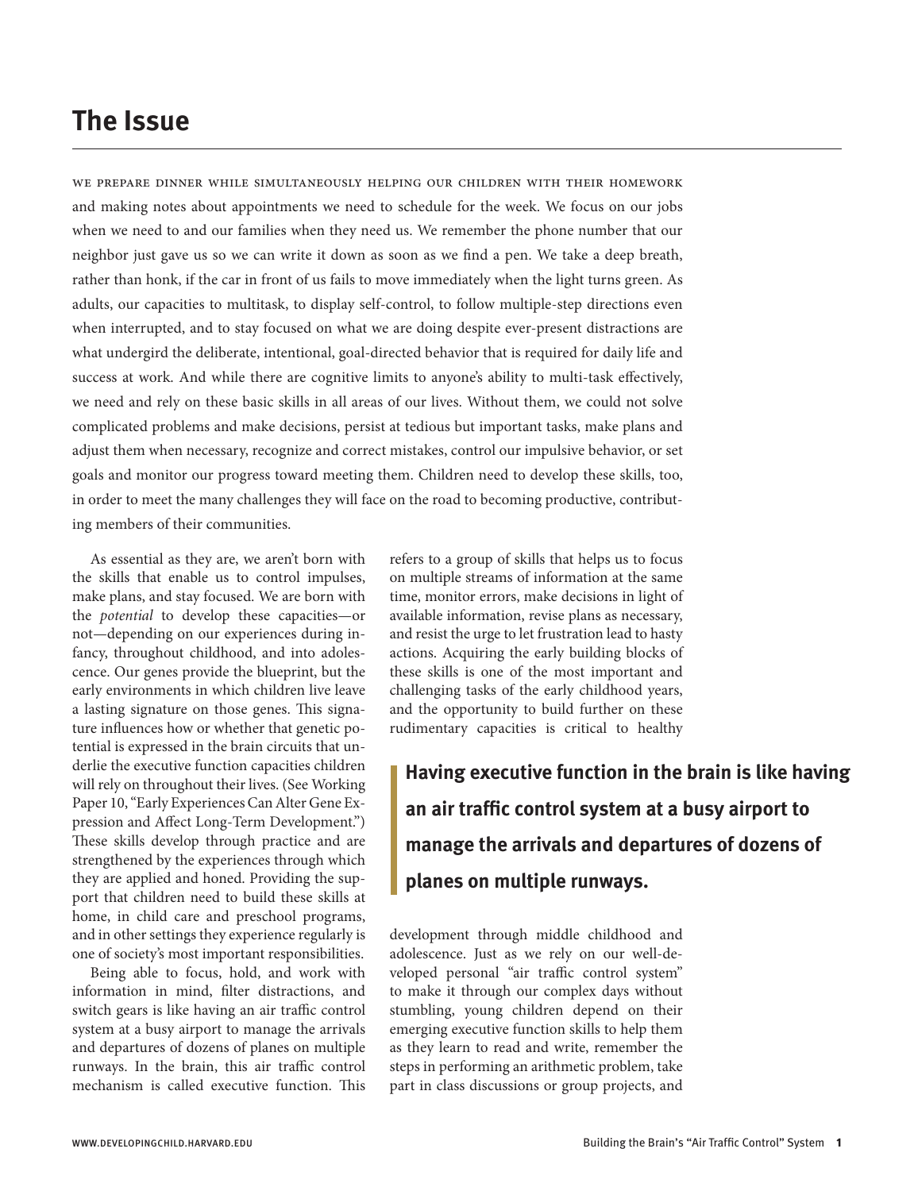# The Issue

We prepare dinner while simultaneously helping our children with their homework and making notes about appointments we need to schedule for the week. We focus on our jobs when we need to and our families when they need us. We remember the phone number that our neighbor just gave us so we can write it down as soon as we find a pen. We take a deep breath, rather than honk, if the car in front of us fails to move immediately when the light turns green. As adults, our capacities to multitask, to display self-control, to follow multiple-step directions even when interrupted, and to stay focused on what we are doing despite ever-present distractions are what undergird the deliberate, intentional, goal-directed behavior that is required for daily life and success at work. And while there are cognitive limits to anyone's ability to multi-task effectively, we need and rely on these basic skills in all areas of our lives. Without them, we could not solve complicated problems and make decisions, persist at tedious but important tasks, make plans and adjust them when necessary, recognize and correct mistakes, control our impulsive behavior, or set goals and monitor our progress toward meeting them. Children need to develop these skills, too, in order to meet the many challenges they will face on the road to becoming productive, contributing members of their communities.

As essential as they are, we aren't born with the skills that enable us to control impulses, make plans, and stay focused. We are born with the *potential* to develop these capacities—or not—depending on our experiences during infancy, throughout childhood, and into adolescence. Our genes provide the blueprint, but the early environments in which children live leave a lasting signature on those genes. This signature influences how or whether that genetic potential is expressed in the brain circuits that underlie the executive function capacities children will rely on throughout their lives. (See Working Paper 10, "Early Experiences Can Alter Gene Expression and Affect Long-Term Development.") These skills develop through practice and are strengthened by the experiences through which they are applied and honed. Providing the support that children need to build these skills at home, in child care and preschool programs, and in other settings they experience regularly is one of society's most important responsibilities.

Being able to focus, hold, and work with information in mind, filter distractions, and switch gears is like having an air traffic control system at a busy airport to manage the arrivals and departures of dozens of planes on multiple runways. In the brain, this air traffic control mechanism is called executive function. This refers to a group of skills that helps us to focus on multiple streams of information at the same time, monitor errors, make decisions in light of available information, revise plans as necessary, and resist the urge to let frustration lead to hasty actions. Acquiring the early building blocks of these skills is one of the most important and challenging tasks of the early childhood years, and the opportunity to build further on these rudimentary capacities is critical to healthy development through middle childhood and adolescence. Just as we rely on our well-developed personal "air traffic control system" to make it through our complex days without stumbling, young children depend on their emerging executive function skills to help them as they learn to read and write, remember the steps in performing an arithmetic problem, take part in class discussions or group projects, and

> **Having executive function in the brain is like having an air traffic control system at a busy airport to manage the arrivals and departures of dozens of planes on multiple runways.**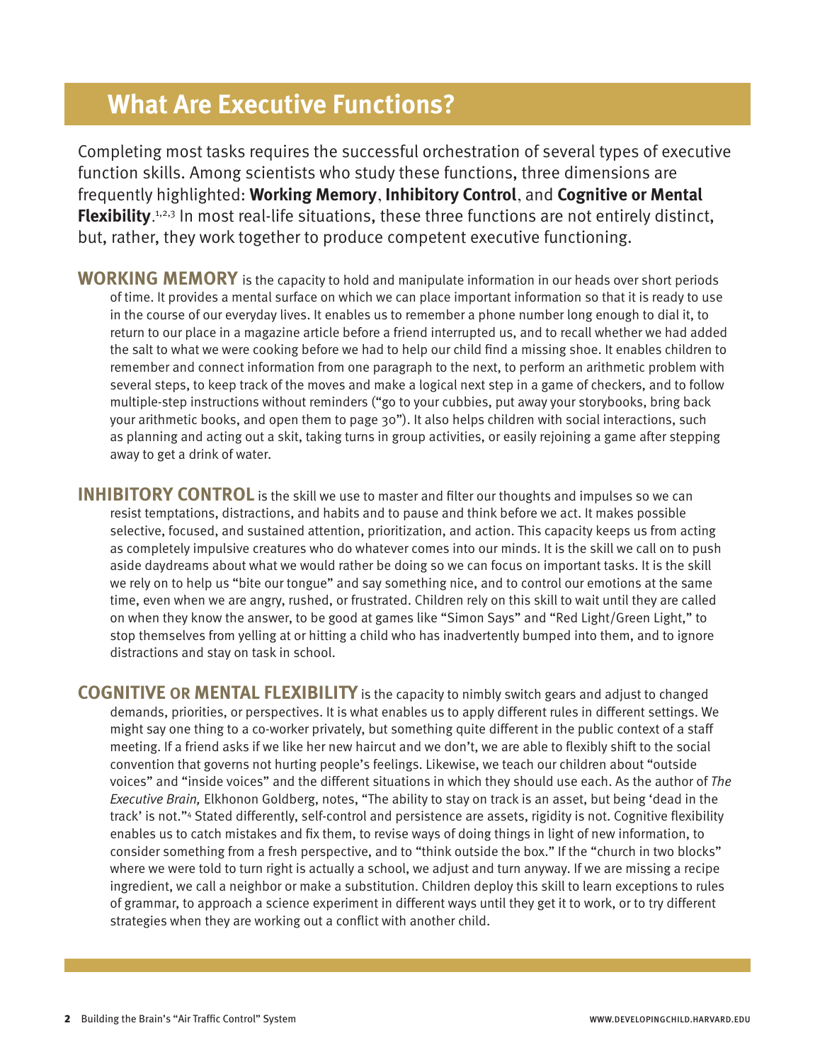# What Are Executive Functions?

Completing most tasks requires the successful orchestration of several types of executive function skills. Among scientists who study these functions, three dimensions are frequently highlighted: **Working Memory**, **Inhibitory Control**, and **Cognitive or Mental Flexibility**.[1,2,3] In most real-life situations, these three functions are not entirely distinct, but, rather, they work together to produce competent executive functioning.

**WORKING MEMORY** is the capacity to hold and manipulate information in our heads over short periods of time. It provides a mental surface on which we can place important information so that it is ready to use in the course of our everyday lives. It enables us to remember a phone number long enough to dial it, to return to our place in a magazine article before a friend interrupted us, and to recall whether we had added the salt to what we were cooking before we had to help our child find a missing shoe. It enables children to remember and connect information from one paragraph to the next, to perform an arithmetic problem with several steps, to keep track of the moves and make a logical next step in a game of checkers, and to follow multiple-step instructions without reminders ("go to your cubbies, put away your storybooks, bring back your arithmetic books, and open them to page 30"). It also helps children with social interactions, such as planning and acting out a skit, taking turns in group activities, or easily rejoining a game after stepping away to get a drink of water.

**INHIBITORY CONTROL** is the skill we use to master and filter our thoughts and impulses so we can resist temptations, distractions, and habits and to pause and think before we act. It makes possible selective, focused, and sustained attention, prioritization, and action. This capacity keeps us from acting as completely impulsive creatures who do whatever comes into our minds. It is the skill we call on to push aside daydreams about what we would rather be doing so we can focus on important tasks. It is the skill we rely on to help us "bite our tongue" and say something nice, and to control our emotions at the same time, even when we are angry, rushed, or frustrated. Children rely on this skill to wait until they are called on when they know the answer, to be good at games like "Simon Says" and "Red Light/Green Light," to stop themselves from yelling at or hitting a child who has inadvertently bumped into them, and to ignore distractions and stay on task in school.

**COGNITIVE OR MENTAL FLEXIBILITY** is the capacity to nimbly switch gears and adjust to changed demands, priorities, or perspectives. It is what enables us to apply different rules in different settings. We might say one thing to a co-worker privately, but something quite different in the public context of a staff meeting. If a friend asks if we like her new haircut and we don't, we are able to flexibly shift to the social convention that governs not hurting people's feelings. Likewise, we teach our children about "outside voices" and "inside voices" and the different situations in which they should use each. As the author of *The Executive Brain,* Elkhonon Goldberg, notes, "The ability to stay on track is an asset, but being 'dead in the track' is not."[4] Stated differently, self-control and persistence are assets, rigidity is not. Cognitive flexibility enables us to catch mistakes and fix them, to revise ways of doing things in light of new information, to consider something from a fresh perspective, and to "think outside the box." If the "church in two blocks" where we were told to turn right is actually a school, we adjust and turn anyway. If we are missing a recipe ingredient, we call a neighbor or make a substitution. Children deploy this skill to learn exceptions to rules of grammar, to approach a science experiment in different ways until they get it to work, or to try different strategies when they are working out a conflict with another child.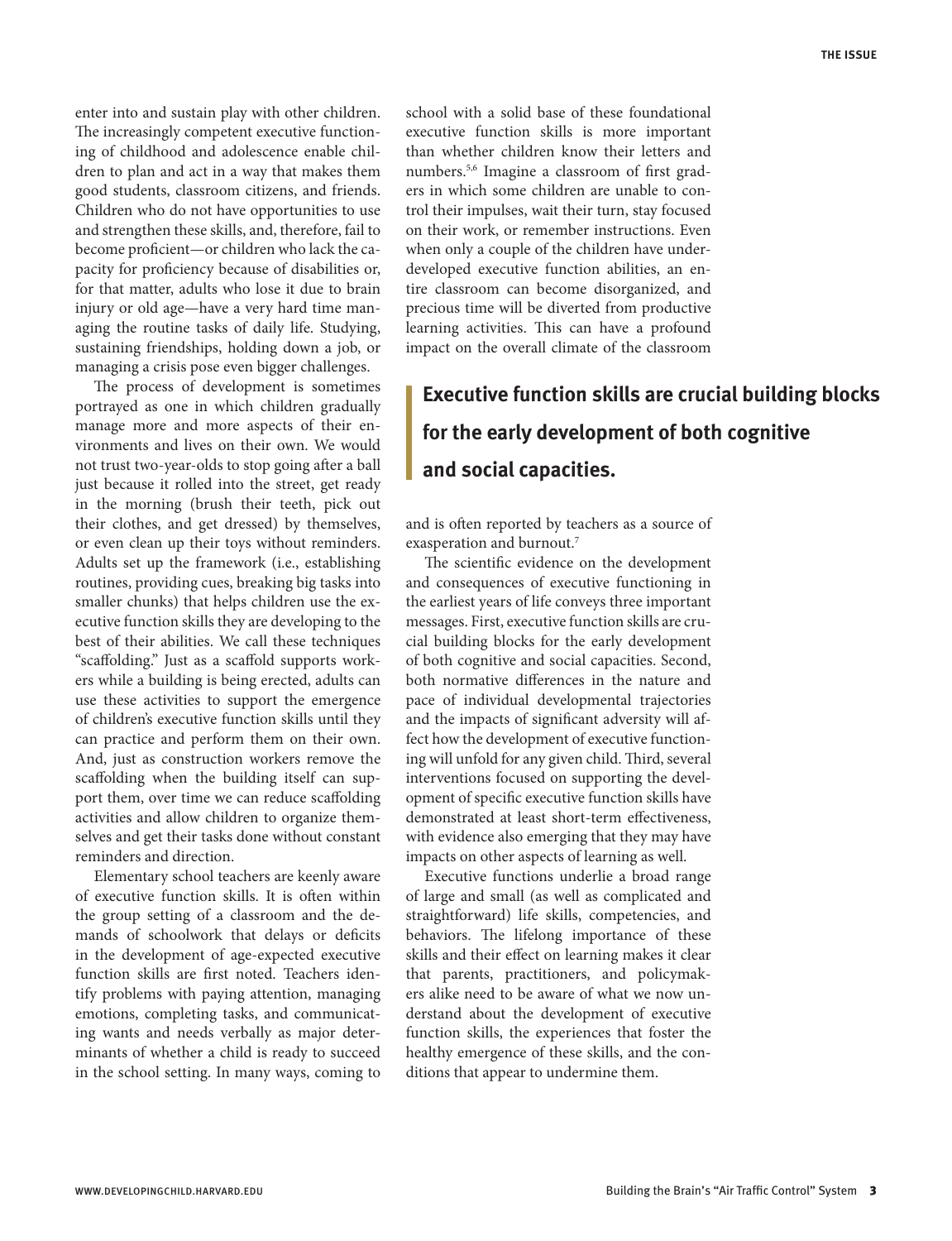enter into and sustain play with other children. The increasingly competent executive functioning of childhood and adolescence enable children to plan and act in a way that makes them good students, classroom citizens, and friends. Children who do not have opportunities to use and strengthen these skills, and, therefore, fail to become proficient—or children who lack the capacity for proficiency because of disabilities or, for that matter, adults who lose it due to brain injury or old age—have a very hard time managing the routine tasks of daily life. Studying, sustaining friendships, holding down a job, or managing a crisis pose even bigger challenges.

The process of development is sometimes portrayed as one in which children gradually manage more and more aspects of their environments and lives on their own. We would not trust two-year-olds to stop going after a ball just because it rolled into the street, get ready in the morning (brush their teeth, pick out their clothes, and get dressed) by themselves, or even clean up their toys without reminders. Adults set up the framework (i.e., establishing routines, providing cues, breaking big tasks into smaller chunks) that helps children use the executive function skills they are developing to the best of their abilities. We call these techniques "scaffolding." Just as a scaffold supports workers while a building is being erected, adults can use these activities to support the emergence of children's executive function skills until they can practice and perform them on their own. And, just as construction workers remove the scaffolding when the building itself can support them, over time we can reduce scaffolding activities and allow children to organize themselves and get their tasks done without constant reminders and direction.

Elementary school teachers are keenly aware of executive function skills. It is often within the group setting of a classroom and the demands of schoolwork that delays or deficits in the development of age-expected executive function skills are first noted. Teachers identify problems with paying attention, managing emotions, completing tasks, and communicating wants and needs verbally as major determinants of whether a child is ready to succeed in the school setting. In many ways, coming to school with a solid base of these foundational executive function skills is more important than whether children know their letters and numbers.[5,6] Imagine a classroom of first graders in which some children are unable to control their impulses, wait their turn, stay focused on their work, or remember instructions. Even when only a couple of the children have underdeveloped executive function abilities, an entire classroom can become disorganized, and precious time will be diverted from productive learning activities. This can have a profound impact on the overall climate of the classroom and is often reported by teachers as a source of exasperation and burnout.[7]

> **Executive function skills are crucial building blocks for the early development of both cognitive and social capacities.**

The scientific evidence on the development and consequences of executive functioning in the earliest years of life conveys three important messages. First, executive function skills are crucial building blocks for the early development of both cognitive and social capacities. Second, both normative differences in the nature and pace of individual developmental trajectories and the impacts of significant adversity will affect how the development of executive functioning will unfold for any given child. Third, several interventions focused on supporting the development of specific executive function skills have demonstrated at least short-term effectiveness, with evidence also emerging that they may have impacts on other aspects of learning as well.

Executive functions underlie a broad range of large and small (as well as complicated and straightforward) life skills, competencies, and behaviors. The lifelong importance of these skills and their effect on learning makes it clear that parents, practitioners, and policymakers alike need to be aware of what we now understand about the development of executive function skills, the experiences that foster the healthy emergence of these skills, and the conditions that appear to undermine them.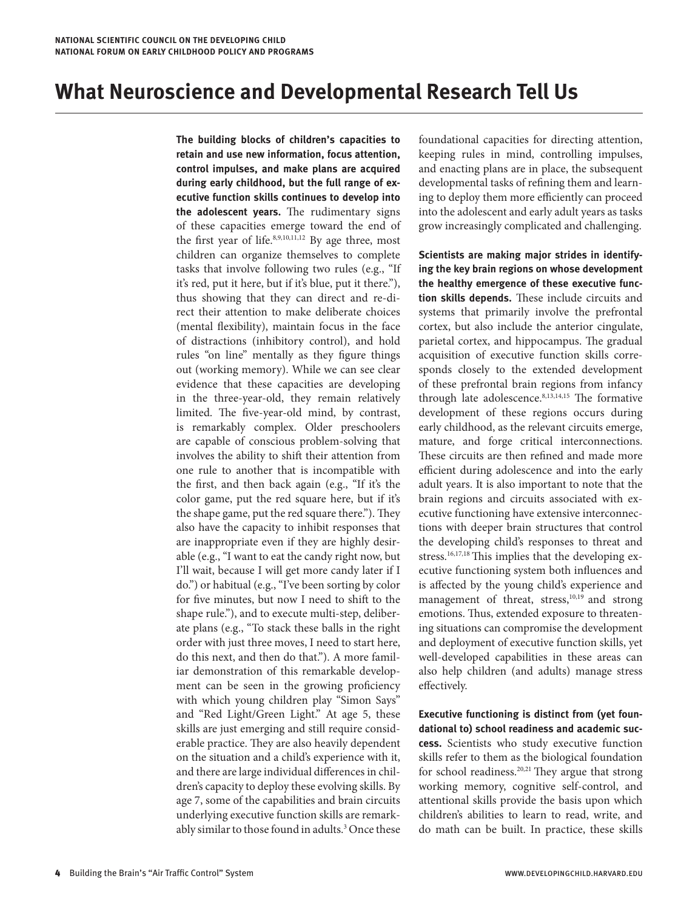# What Neuroscience and Developmental Research Tell Us

**The building blocks of children's capacities to retain and use new information, focus attention, control impulses, and make plans are acquired during early childhood, but the full range of executive function skills continues to develop into the adolescent years.** The rudimentary signs of these capacities emerge toward the end of the first year of life.[8,9,10,11,12] By age three, most children can organize themselves to complete tasks that involve following two rules (e.g., "If it's red, put it here, but if it's blue, put it there."), thus showing that they can direct and re-direct their attention to make deliberate choices (mental flexibility), maintain focus in the face of distractions (inhibitory control), and hold rules "on line" mentally as they figure things out (working memory). While we can see clear evidence that these capacities are developing in the three-year-old, they remain relatively limited. The five-year-old mind, by contrast, is remarkably complex. Older preschoolers are capable of conscious problem-solving that involves the ability to shift their attention from one rule to another that is incompatible with the first, and then back again (e.g., "If it's the color game, put the red square here, but if it's the shape game, put the red square there."). They also have the capacity to inhibit responses that are inappropriate even if they are highly desirable (e.g., "I want to eat the candy right now, but I'll wait, because I will get more candy later if I do.") or habitual (e.g., "I've been sorting by color for five minutes, but now I need to shift to the shape rule."), and to execute multi-step, deliberate plans (e.g., "To stack these balls in the right order with just three moves, I need to start here, do this next, and then do that."). A more familiar demonstration of this remarkable development can be seen in the growing proficiency with which young children play "Simon Says" and "Red Light/Green Light." At age 5, these skills are just emerging and still require considerable practice. They are also heavily dependent on the situation and a child's experience with it, and there are large individual differences in children's capacity to deploy these evolving skills. By age 7, some of the capabilities and brain circuits underlying executive function skills are remarkably similar to those found in adults.[3] Once these foundational capacities for directing attention, keeping rules in mind, controlling impulses, and enacting plans are in place, the subsequent developmental tasks of refining them and learning to deploy them more efficiently can proceed into the adolescent and early adult years as tasks grow increasingly complicated and challenging.

**Scientists are making major strides in identifying the key brain regions on whose development the healthy emergence of these executive function skills depends.** These include circuits and systems that primarily involve the prefrontal cortex, but also include the anterior cingulate, parietal cortex, and hippocampus. The gradual acquisition of executive function skills corresponds closely to the extended development of these prefrontal brain regions from infancy through late adolescence.[8,13,14,15] The formative development of these regions occurs during early childhood, as the relevant circuits emerge, mature, and forge critical interconnections. These circuits are then refined and made more efficient during adolescence and into the early adult years. It is also important to note that the brain regions and circuits associated with executive functioning have extensive interconnections with deeper brain structures that control the developing child's responses to threat and stress.[16,17,18] This implies that the developing executive functioning system both influences and is affected by the young child's experience and management of threat, stress,[10,19] and strong emotions. Thus, extended exposure to threatening situations can compromise the development and deployment of executive function skills, yet well-developed capabilities in these areas can also help children (and adults) manage stress effectively.

**Executive functioning is distinct from (yet foundational to) school readiness and academic success.** Scientists who study executive function skills refer to them as the biological foundation for school readiness.[20,21] They argue that strong working memory, cognitive self-control, and attentional skills provide the basis upon which children's abilities to learn to read, write, and do math can be built. In practice, these skills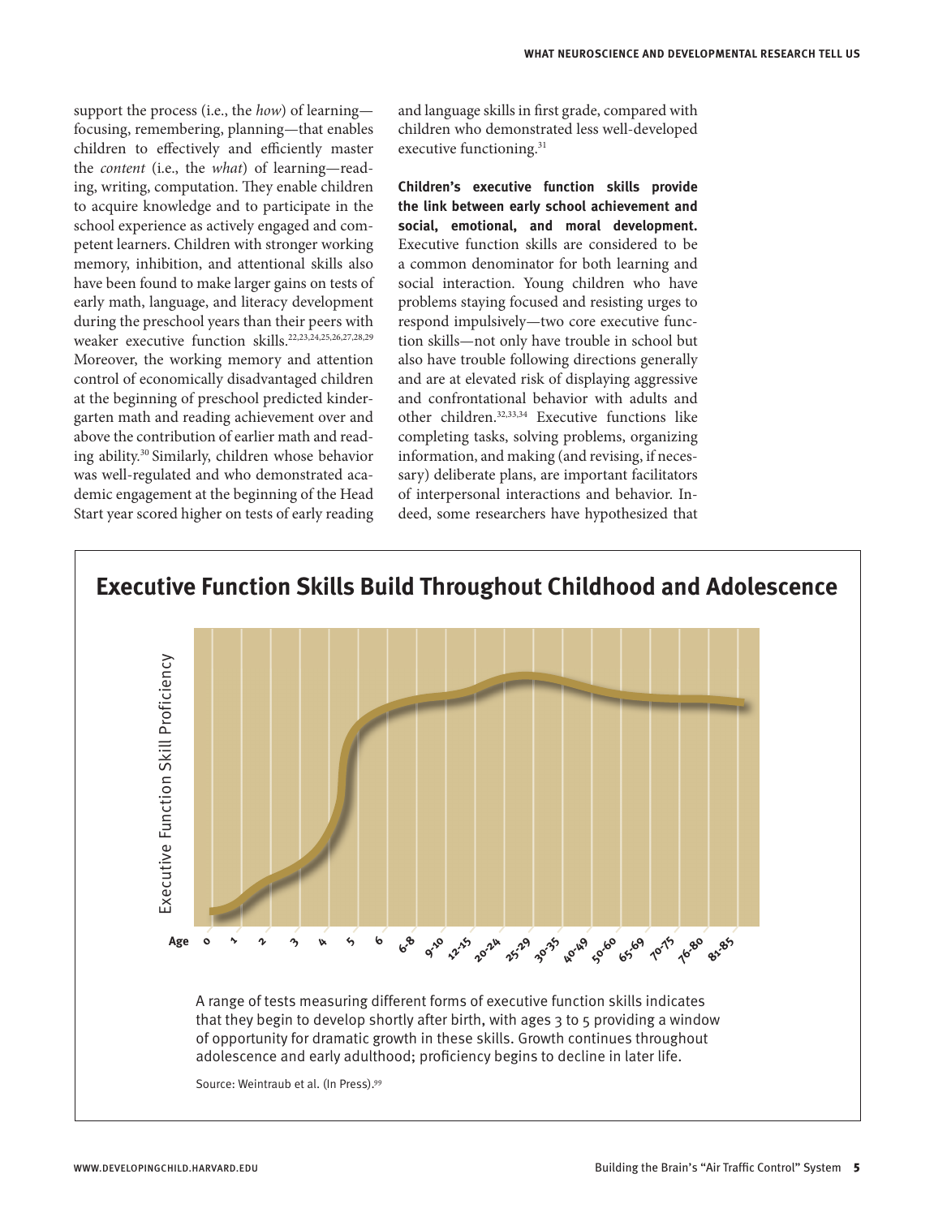support the process (i.e., the *how*) of learning—focusing, remembering, planning—that enables children to effectively and efficiently master the *content* (i.e., the *what*) of learning—reading, writing, computation. They enable children to acquire knowledge and to participate in the school experience as actively engaged and competent learners. Children with stronger working memory, inhibition, and attentional skills also have been found to make larger gains on tests of early math, language, and literacy development during the preschool years than their peers with weaker executive function skills.[22,23,24,25,26,27,28,29] Moreover, the working memory and attention control of economically disadvantaged children at the beginning of preschool predicted kindergarten math and reading achievement over and above the contribution of earlier math and reading ability.[30] Similarly, children whose behavior was well-regulated and who demonstrated academic engagement at the beginning of the Head Start year scored higher on tests of early reading and language skills in first grade, compared with children who demonstrated less well-developed executive functioning.[31]

**Children's executive function skills provide the link between early school achievement and social, emotional, and moral development.** Executive function skills are considered to be a common denominator for both learning and social interaction. Young children who have problems staying focused and resisting urges to respond impulsively—two core executive function skills—not only have trouble in school but also have trouble following directions generally and are at elevated risk of displaying aggressive and confrontational behavior with adults and other children.[32,33,34] Executive functions like completing tasks, solving problems, organizing information, and making (and revising, if necessary) deliberate plans, are important facilitators of interpersonal interactions and behavior. Indeed, some researchers have hypothesized that

## Executive Function Skills Build Throughout Childhood and Adolescence

A range of tests measuring different forms of executive function skills indicates that they begin to develop shortly after birth, with ages 3 to 5 providing a window of opportunity for dramatic growth in these skills. Growth continues throughout adolescence and early adulthood; proficiency begins to decline in later life.

Source: Weintraub et al. (In Press).[99]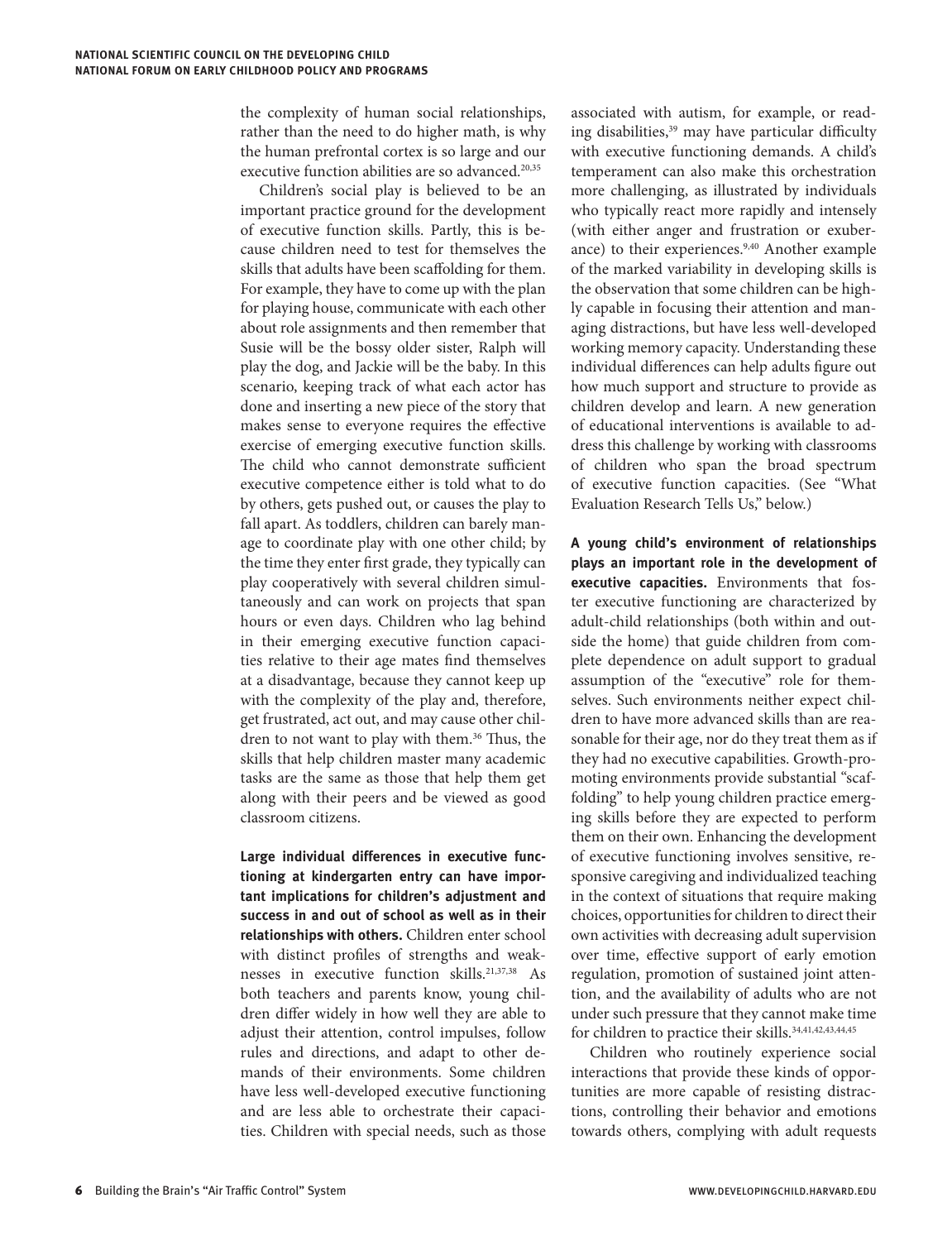the complexity of human social relationships, rather than the need to do higher math, is why the human prefrontal cortex is so large and our executive function abilities are so advanced.[20,35]

Children's social play is believed to be an important practice ground for the development of executive function skills. Partly, this is because children need to test for themselves the skills that adults have been scaffolding for them. For example, they have to come up with the plan for playing house, communicate with each other about role assignments and then remember that Susie will be the bossy older sister, Ralph will play the dog, and Jackie will be the baby. In this scenario, keeping track of what each actor has done and inserting a new piece of the story that makes sense to everyone requires the effective exercise of emerging executive function skills. The child who cannot demonstrate sufficient executive competence either is told what to do by others, gets pushed out, or causes the play to fall apart. As toddlers, children can barely manage to coordinate play with one other child; by the time they enter first grade, they typically can play cooperatively with several children simultaneously and can work on projects that span hours or even days. Children who lag behind in their emerging executive function capacities relative to their age mates find themselves at a disadvantage, because they cannot keep up with the complexity of the play and, therefore, get frustrated, act out, and may cause other children to not want to play with them.[36] Thus, the skills that help children master many academic tasks are the same as those that help them get along with their peers and be viewed as good classroom citizens.

**Large individual differences in executive functioning at kindergarten entry can have important implications for children's adjustment and success in and out of school as well as in their relationships with others.** Children enter school with distinct profiles of strengths and weaknesses in executive function skills.[21,37,38] As both teachers and parents know, young children differ widely in how well they are able to adjust their attention, control impulses, follow rules and directions, and adapt to other demands of their environments. Some children have less well-developed executive functioning and are less able to orchestrate their capacities. Children with special needs, such as those associated with autism, for example, or reading disabilities,[39] may have particular difficulty with executive functioning demands. A child's temperament can also make this orchestration more challenging, as illustrated by individuals who typically react more rapidly and intensely (with either anger and frustration or exuberance) to their experiences.[9,40] Another example of the marked variability in developing skills is the observation that some children can be highly capable in focusing their attention and managing distractions, but have less well-developed working memory capacity. Understanding these individual differences can help adults figure out how much support and structure to provide as children develop and learn. A new generation of educational interventions is available to address this challenge by working with classrooms of children who span the broad spectrum of executive function capacities. (See "What Evaluation Research Tells Us," below.)

**A young child's environment of relationships plays an important role in the development of executive capacities.** Environments that foster executive functioning are characterized by adult-child relationships (both within and outside the home) that guide children from complete dependence on adult support to gradual assumption of the "executive" role for themselves. Such environments neither expect children to have more advanced skills than are reasonable for their age, nor do they treat them as if they had no executive capabilities. Growth-promoting environments provide substantial "scaffolding" to help young children practice emerging skills before they are expected to perform them on their own. Enhancing the development of executive functioning involves sensitive, responsive caregiving and individualized teaching in the context of situations that require making choices, opportunities for children to direct their own activities with decreasing adult supervision over time, effective support of early emotion regulation, promotion of sustained joint attention, and the availability of adults who are not under such pressure that they cannot make time for children to practice their skills.[34,41,42,43,44,45]

Children who routinely experience social interactions that provide these kinds of opportunities are more capable of resisting distractions, controlling their behavior and emotions towards others, complying with adult requests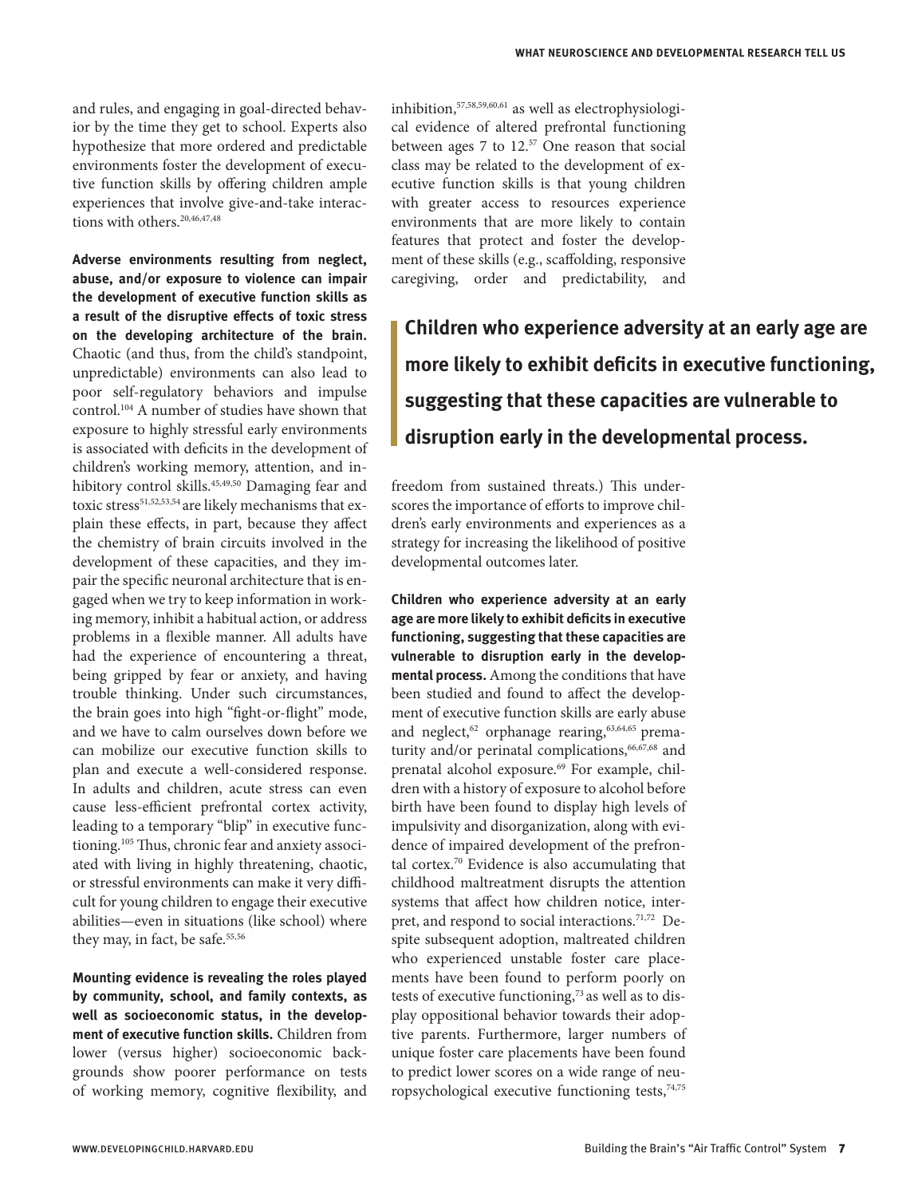and rules, and engaging in goal-directed behavior by the time they get to school. Experts also hypothesize that more ordered and predictable environments foster the development of executive function skills by offering children ample experiences that involve give-and-take interactions with others.[20,46,47,48]

**Adverse environments resulting from neglect, abuse, and/or exposure to violence can impair the development of executive function skills as a result of the disruptive effects of toxic stress on the developing architecture of the brain.** Chaotic (and thus, from the child's standpoint, unpredictable) environments can also lead to poor self-regulatory behaviors and impulse control.[104] A number of studies have shown that exposure to highly stressful early environments is associated with deficits in the development of children's working memory, attention, and inhibitory control skills.[45,49,50] Damaging fear and toxic stress[51,52,53,54] are likely mechanisms that explain these effects, in part, because they affect the chemistry of brain circuits involved in the development of these capacities, and they impair the specific neuronal architecture that is engaged when we try to keep information in working memory, inhibit a habitual action, or address problems in a flexible manner. All adults have had the experience of encountering a threat, being gripped by fear or anxiety, and having trouble thinking. Under such circumstances, the brain goes into high "fight-or-flight" mode, and we have to calm ourselves down before we can mobilize our executive function skills to plan and execute a well-considered response. In adults and children, acute stress can even cause less-efficient prefrontal cortex activity, leading to a temporary "blip" in executive functioning.[105] Thus, chronic fear and anxiety associated with living in highly threatening, chaotic, or stressful environments can make it very difficult for young children to engage their executive abilities—even in situations (like school) where they may, in fact, be safe.[55,56]

**Mounting evidence is revealing the roles played by community, school, and family contexts, as well as socioeconomic status, in the development of executive function skills.** Children from lower (versus higher) socioeconomic backgrounds show poorer performance on tests of working memory, cognitive flexibility, and inhibition,[57,58,59,60,61] as well as electrophysiological evidence of altered prefrontal functioning between ages 7 to 12.[57] One reason that social class may be related to the development of executive function skills is that young children with greater access to resources experience environments that are more likely to contain features that protect and foster the development of these skills (e.g., scaffolding, responsive caregiving, order and predictability, and freedom from sustained threats.) This underscores the importance of efforts to improve children's early environments and experiences as a strategy for increasing the likelihood of positive developmental outcomes later.

> **Children who experience adversity at an early age are more likely to exhibit deficits in executive functioning, suggesting that these capacities are vulnerable to disruption early in the developmental process.**

**Children who experience adversity at an early age are more likely to exhibit deficits in executive functioning, suggesting that these capacities are vulnerable to disruption early in the developmental process.** Among the conditions that have been studied and found to affect the development of executive function skills are early abuse and neglect,[62] orphanage rearing,[63,64,65] prematurity and/or perinatal complications,[66,67,68] and prenatal alcohol exposure.[69] For example, children with a history of exposure to alcohol before birth have been found to display high levels of impulsivity and disorganization, along with evidence of impaired development of the prefrontal cortex.[70] Evidence is also accumulating that childhood maltreatment disrupts the attention systems that affect how children notice, interpret, and respond to social interactions.[71,72] Despite subsequent adoption, maltreated children who experienced unstable foster care placements have been found to perform poorly on tests of executive functioning,[73] as well as to display oppositional behavior towards their adoptive parents. Furthermore, larger numbers of unique foster care placements have been found to predict lower scores on a wide range of neuropsychological executive functioning tests,[74,75]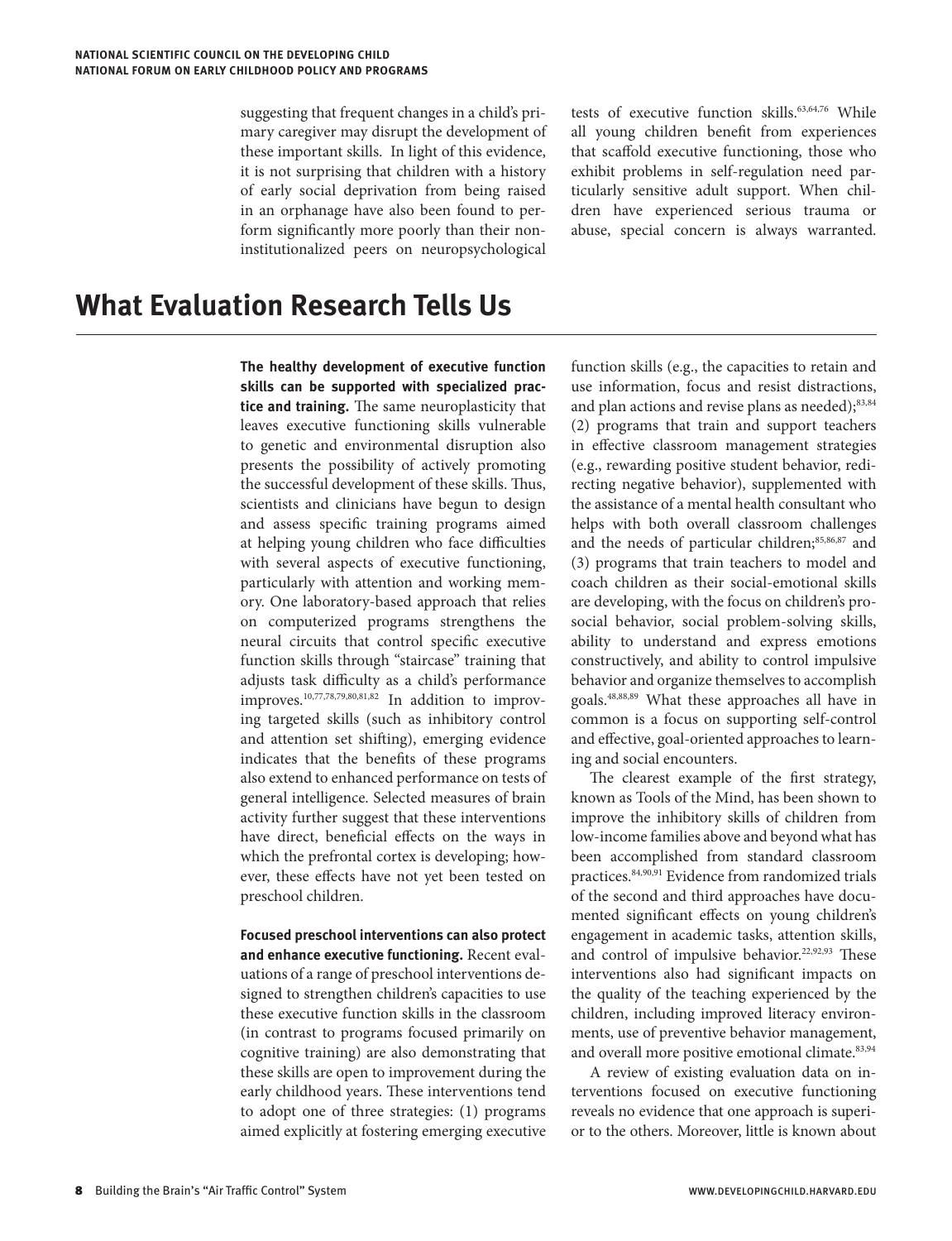suggesting that frequent changes in a child's primary caregiver may disrupt the development of these important skills. In light of this evidence, it is not surprising that children with a history of early social deprivation from being raised in an orphanage have also been found to perform significantly more poorly than their non-institutionalized peers on neuropsychological tests of executive function skills.[63,64,76] While all young children benefit from experiences that scaffold executive functioning, those who exhibit problems in self-regulation need particularly sensitive adult support. When children have experienced serious trauma or abuse, special concern is always warranted.

# What Evaluation Research Tells Us

**The healthy development of executive function skills can be supported with specialized practice and training.** The same neuroplasticity that leaves executive functioning skills vulnerable to genetic and environmental disruption also presents the possibility of actively promoting the successful development of these skills. Thus, scientists and clinicians have begun to design and assess specific training programs aimed at helping young children who face difficulties with several aspects of executive functioning, particularly with attention and working memory. One laboratory-based approach that relies on computerized programs strengthens the neural circuits that control specific executive function skills through "staircase" training that adjusts task difficulty as a child's performance improves.[10,77,78,79,80,81,82] In addition to improving targeted skills (such as inhibitory control and attention set shifting), emerging evidence indicates that the benefits of these programs also extend to enhanced performance on tests of general intelligence. Selected measures of brain activity further suggest that these interventions have direct, beneficial effects on the ways in which the prefrontal cortex is developing; however, these effects have not yet been tested on preschool children.

**Focused preschool interventions can also protect and enhance executive functioning.** Recent evaluations of a range of preschool interventions designed to strengthen children's capacities to use these executive function skills in the classroom (in contrast to programs focused primarily on cognitive training) are also demonstrating that these skills are open to improvement during the early childhood years. These interventions tend to adopt one of three strategies: (1) programs aimed explicitly at fostering emerging executive function skills (e.g., the capacities to retain and use information, focus and resist distractions, and plan actions and revise plans as needed);[83,84] (2) programs that train and support teachers in effective classroom management strategies (e.g., rewarding positive student behavior, redirecting negative behavior), supplemented with the assistance of a mental health consultant who helps with both overall classroom challenges and the needs of particular children;[85,86,87] and (3) programs that train teachers to model and coach children as their social-emotional skills are developing, with the focus on children's prosocial behavior, social problem-solving skills, ability to understand and express emotions constructively, and ability to control impulsive behavior and organize themselves to accomplish goals.[48,88,89] What these approaches all have in common is a focus on supporting self-control and effective, goal-oriented approaches to learning and social encounters.

The clearest example of the first strategy, known as Tools of the Mind, has been shown to improve the inhibitory skills of children from low-income families above and beyond what has been accomplished from standard classroom practices.[84,90,91] Evidence from randomized trials of the second and third approaches have documented significant effects on young children's engagement in academic tasks, attention skills, and control of impulsive behavior.[22,92,93] These interventions also had significant impacts on the quality of the teaching experienced by the children, including improved literacy environments, use of preventive behavior management, and overall more positive emotional climate.[83,94]

A review of existing evaluation data on interventions focused on executive functioning reveals no evidence that one approach is superior to the others. Moreover, little is known about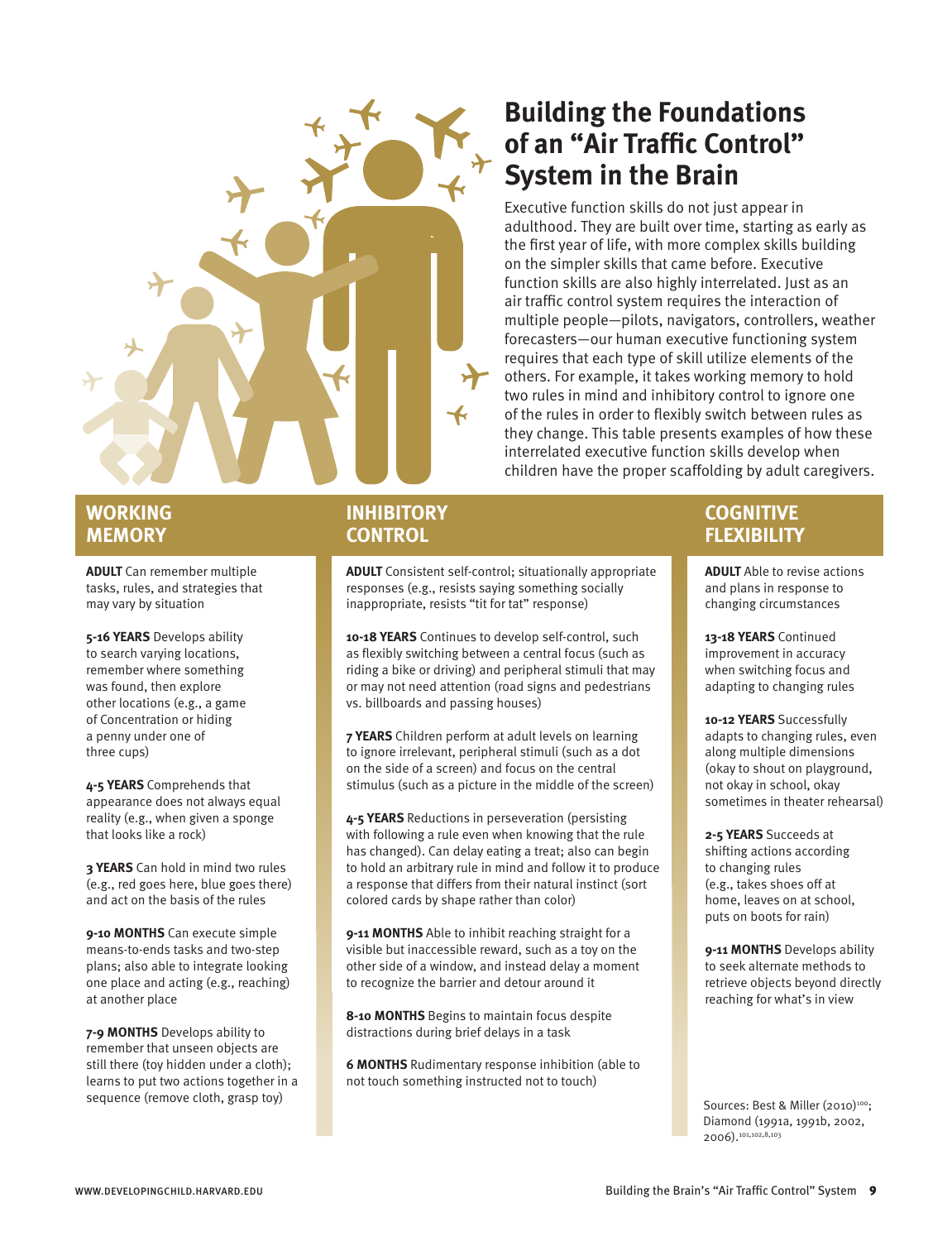# Building the Foundations of an "Air Traffic Control" System in the Brain

Executive function skills do not just appear in adulthood. They are built over time, starting as early as the first year of life, with more complex skills building on the simpler skills that came before. Executive function skills are also highly interrelated. Just as an air traffic control system requires the interaction of multiple people—pilots, navigators, controllers, weather forecasters—our human executive functioning system requires that each type of skill utilize elements of the others. For example, it takes working memory to hold two rules in mind and inhibitory control to ignore one of the rules in order to flexibly switch between rules as they change. This table presents examples of how these interrelated executive function skills develop when children have the proper scaffolding by adult caregivers.

## WORKING MEMORY

**ADULT** Can remember multiple tasks, rules, and strategies that may vary by situation

**5-16 YEARS** Develops ability to search varying locations, remember where something was found, then explore other locations (e.g., a game of Concentration or hiding a penny under one of three cups)

**4-5 YEARS** Comprehends that appearance does not always equal reality (e.g., when given a sponge that looks like a rock)

**3 YEARS** Can hold in mind two rules (e.g., red goes here, blue goes there) and act on the basis of the rules

**9-10 MONTHS** Can execute simple means-to-ends tasks and two-step plans; also able to integrate looking one place and acting (e.g., reaching) at another place

**7-9 MONTHS** Develops ability to remember that unseen objects are still there (toy hidden under a cloth); learns to put two actions together in a sequence (remove cloth, grasp toy)

## INHIBITORY CONTROL

**ADULT** Consistent self-control; situationally appropriate responses (e.g., resists saying something socially inappropriate, resists "tit for tat" response)

**10-18 YEARS** Continues to develop self-control, such as flexibly switching between a central focus (such as riding a bike or driving) and peripheral stimuli that may or may not need attention (road signs and pedestrians vs. billboards and passing houses)

**7 YEARS** Children perform at adult levels on learning to ignore irrelevant, peripheral stimuli (such as a dot on the side of a screen) and focus on the central stimulus (such as a picture in the middle of the screen)

**4-5 YEARS** Reductions in perseveration (persisting with following a rule even when knowing that the rule has changed). Can delay eating a treat; also can begin to hold an arbitrary rule in mind and follow it to produce a response that differs from their natural instinct (sort colored cards by shape rather than color)

**9-11 MONTHS** Able to inhibit reaching straight for a visible but inaccessible reward, such as a toy on the other side of a window, and instead delay a moment to recognize the barrier and detour around it

**8-10 MONTHS** Begins to maintain focus despite distractions during brief delays in a task

**6 MONTHS** Rudimentary response inhibition (able to not touch something instructed not to touch)

## COGNITIVE FLEXIBILITY

**ADULT** Able to revise actions and plans in response to changing circumstances

**13-18 YEARS** Continued improvement in accuracy when switching focus and adapting to changing rules

**10-12 YEARS** Successfully adapts to changing rules, even along multiple dimensions (okay to shout on playground, not okay in school, okay sometimes in theater rehearsal)

**2-5 YEARS** Succeeds at shifting actions according to changing rules (e.g., takes shoes off at home, leaves on at school, puts on boots for rain)

**9-11 MONTHS** Develops ability to seek alternate methods to retrieve objects beyond directly reaching for what's in view

Sources: Best & Miller (2010)[100]; Diamond (1991a, 1991b, 2002, 2006).[101,102,8,103]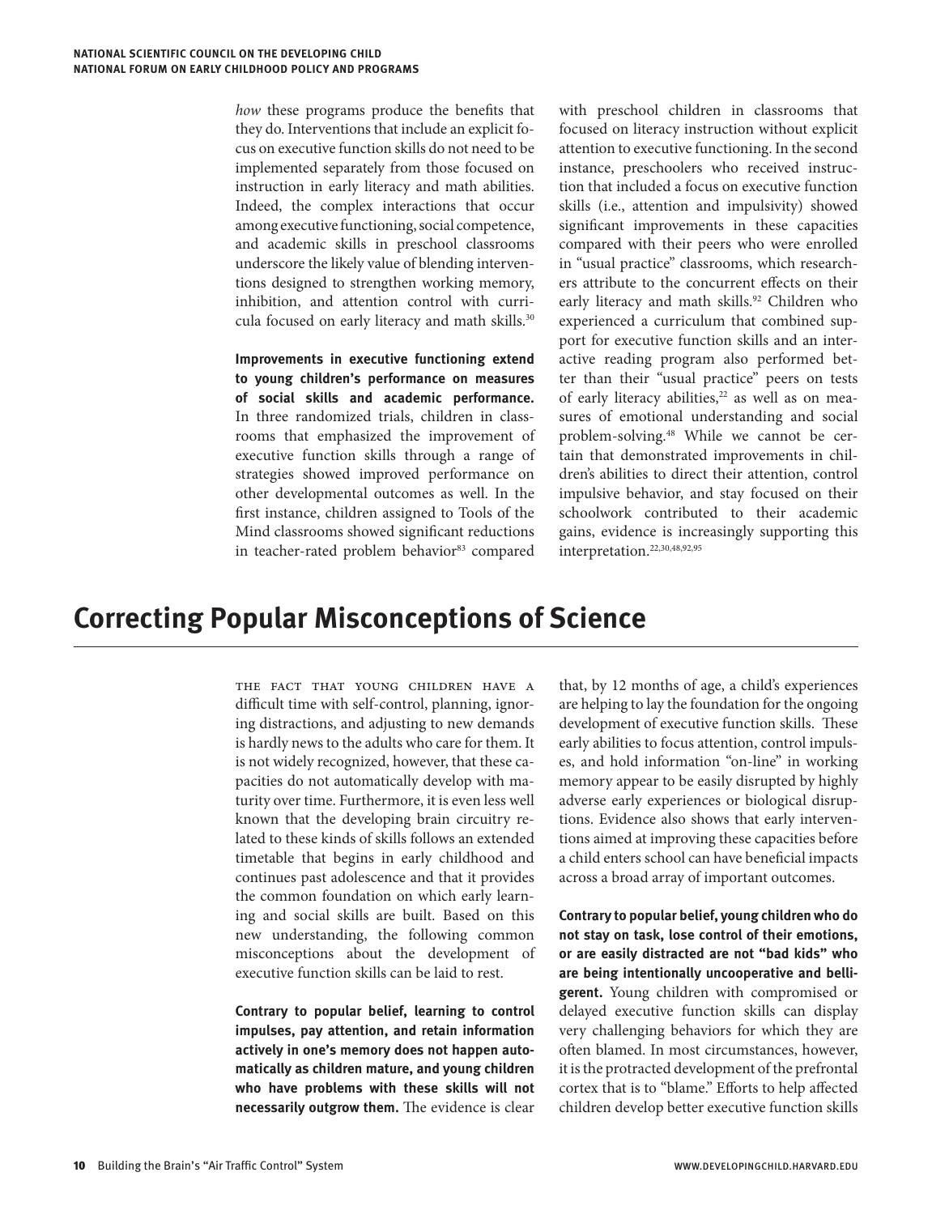*how* these programs produce the benefits that they do. Interventions that include an explicit focus on executive function skills do not need to be implemented separately from those focused on instruction in early literacy and math abilities. Indeed, the complex interactions that occur among executive functioning, social competence, and academic skills in preschool classrooms underscore the likely value of blending interventions designed to strengthen working memory, inhibition, and attention control with curricula focused on early literacy and math skills.[30]

**Improvements in executive functioning extend to young children's performance on measures of social skills and academic performance.** In three randomized trials, children in classrooms that emphasized the improvement of executive function skills through a range of strategies showed improved performance on other developmental outcomes as well. In the first instance, children assigned to Tools of the Mind classrooms showed significant reductions in teacher-rated problem behavior[83] compared with preschool children in classrooms that focused on literacy instruction without explicit attention to executive functioning. In the second instance, preschoolers who received instruction that included a focus on executive function skills (i.e., attention and impulsivity) showed significant improvements in these capacities compared with their peers who were enrolled in "usual practice" classrooms, which researchers attribute to the concurrent effects on their early literacy and math skills.[92] Children who experienced a curriculum that combined support for executive function skills and an interactive reading program also performed better than their "usual practice" peers on tests of early literacy abilities,[22] as well as on measures of emotional understanding and social problem-solving.[48] While we cannot be certain that demonstrated improvements in children's abilities to direct their attention, control impulsive behavior, and stay focused on their schoolwork contributed to their academic gains, evidence is increasingly supporting this interpretation.[22,30,48,92,95]

# Correcting Popular Misconceptions of Science

The fact that young children have a difficult time with self-control, planning, ignoring distractions, and adjusting to new demands is hardly news to the adults who care for them. It is not widely recognized, however, that these capacities do not automatically develop with maturity over time. Furthermore, it is even less well known that the developing brain circuitry related to these kinds of skills follows an extended timetable that begins in early childhood and continues past adolescence and that it provides the common foundation on which early learning and social skills are built. Based on this new understanding, the following common misconceptions about the development of executive function skills can be laid to rest.

**Contrary to popular belief, learning to control impulses, pay attention, and retain information actively in one's memory does not happen automatically as children mature, and young children who have problems with these skills will not necessarily outgrow them.** The evidence is clear that, by 12 months of age, a child's experiences are helping to lay the foundation for the ongoing development of executive function skills. These early abilities to focus attention, control impulses, and hold information "on-line" in working memory appear to be easily disrupted by highly adverse early experiences or biological disruptions. Evidence also shows that early interventions aimed at improving these capacities before a child enters school can have beneficial impacts across a broad array of important outcomes.

**Contrary to popular belief, young children who do not stay on task, lose control of their emotions, or are easily distracted are not "bad kids" who are being intentionally uncooperative and belligerent.** Young children with compromised or delayed executive function skills can display very challenging behaviors for which they are often blamed. In most circumstances, however, it is the protracted development of the prefrontal cortex that is to "blame." Efforts to help affected children develop better executive function skills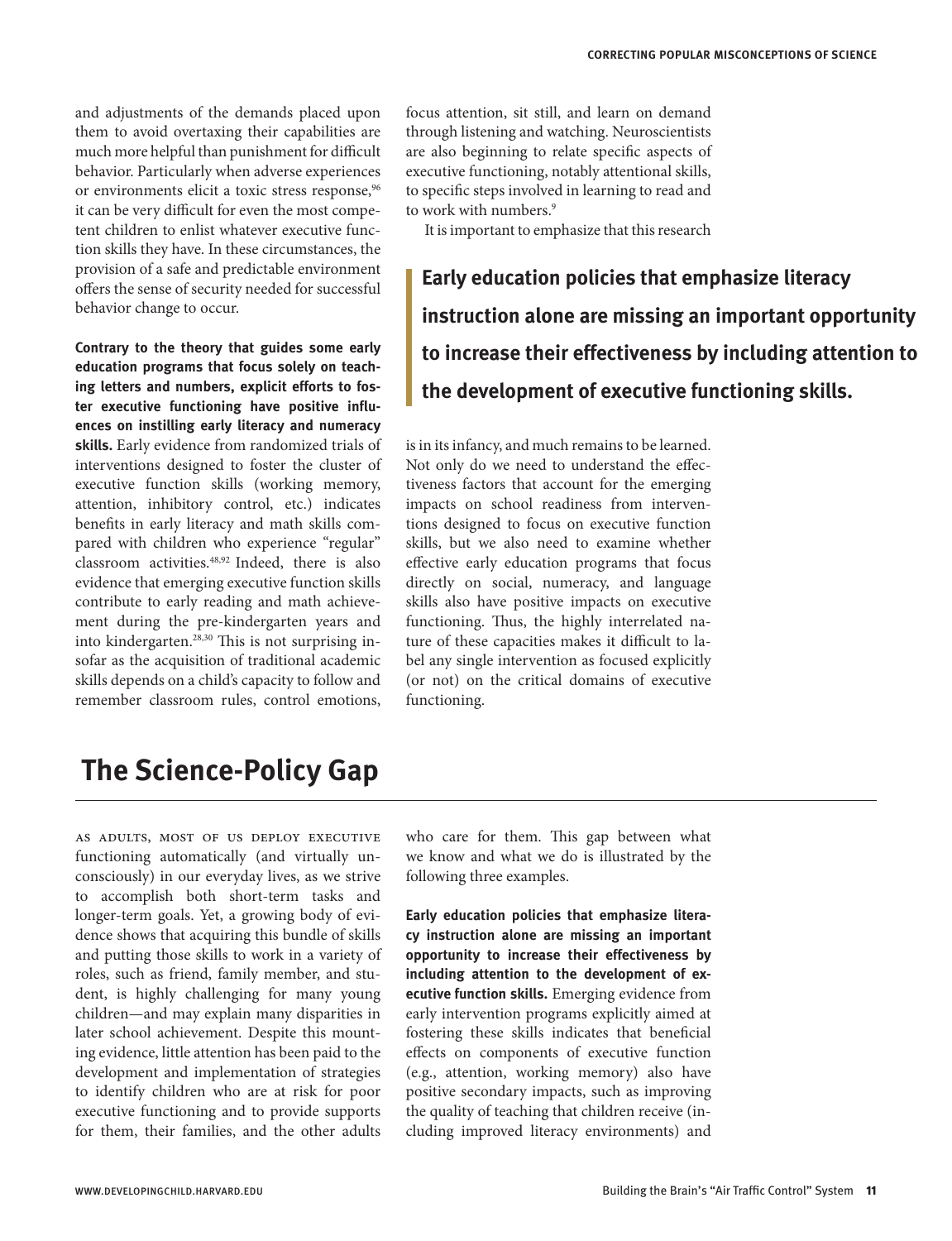and adjustments of the demands placed upon them to avoid overtaxing their capabilities are much more helpful than punishment for difficult behavior. Particularly when adverse experiences or environments elicit a toxic stress response,[96] it can be very difficult for even the most competent children to enlist whatever executive function skills they have. In these circumstances, the provision of a safe and predictable environment offers the sense of security needed for successful behavior change to occur.

**Contrary to the theory that guides some early education programs that focus solely on teaching letters and numbers, explicit efforts to foster executive functioning have positive influences on instilling early literacy and numeracy skills.** Early evidence from randomized trials of interventions designed to foster the cluster of executive function skills (working memory, attention, inhibitory control, etc.) indicates benefits in early literacy and math skills compared with children who experience "regular" classroom activities.[48,92] Indeed, there is also evidence that emerging executive function skills contribute to early reading and math achievement during the pre-kindergarten years and into kindergarten.[28,30] This is not surprising insofar as the acquisition of traditional academic skills depends on a child's capacity to follow and remember classroom rules, control emotions, focus attention, sit still, and learn on demand through listening and watching. Neuroscientists are also beginning to relate specific aspects of executive functioning, notably attentional skills, to specific steps involved in learning to read and to work with numbers.[9]

It is important to emphasize that this research is in its infancy, and much remains to be learned. Not only do we need to understand the effectiveness factors that account for the emerging impacts on school readiness from interventions designed to focus on executive function skills, but we also need to examine whether effective early education programs that focus directly on social, numeracy, and language skills also have positive impacts on executive functioning. Thus, the highly interrelated nature of these capacities makes it difficult to label any single intervention as focused explicitly (or not) on the critical domains of executive functioning.

> **Early education policies that emphasize literacy instruction alone are missing an important opportunity to increase their effectiveness by including attention to the development of executive functioning skills.**

## The Science-Policy Gap

As adults, most of us deploy executive functioning automatically (and virtually unconsciously) in our everyday lives, as we strive to accomplish both short-term tasks and longer-term goals. Yet, a growing body of evidence shows that acquiring this bundle of skills and putting those skills to work in a variety of roles, such as friend, family member, and student, is highly challenging for many young children—and may explain many disparities in later school achievement. Despite this mounting evidence, little attention has been paid to the development and implementation of strategies to identify children who are at risk for poor executive functioning and to provide supports for them, their families, and the other adults who care for them. This gap between what we know and what we do is illustrated by the following three examples.

**Early education policies that emphasize literacy instruction alone are missing an important opportunity to increase their effectiveness by including attention to the development of executive function skills.** Emerging evidence from early intervention programs explicitly aimed at fostering these skills indicates that beneficial effects on components of executive function (e.g., attention, working memory) also have positive secondary impacts, such as improving the quality of teaching that children receive (including improved literacy environments) and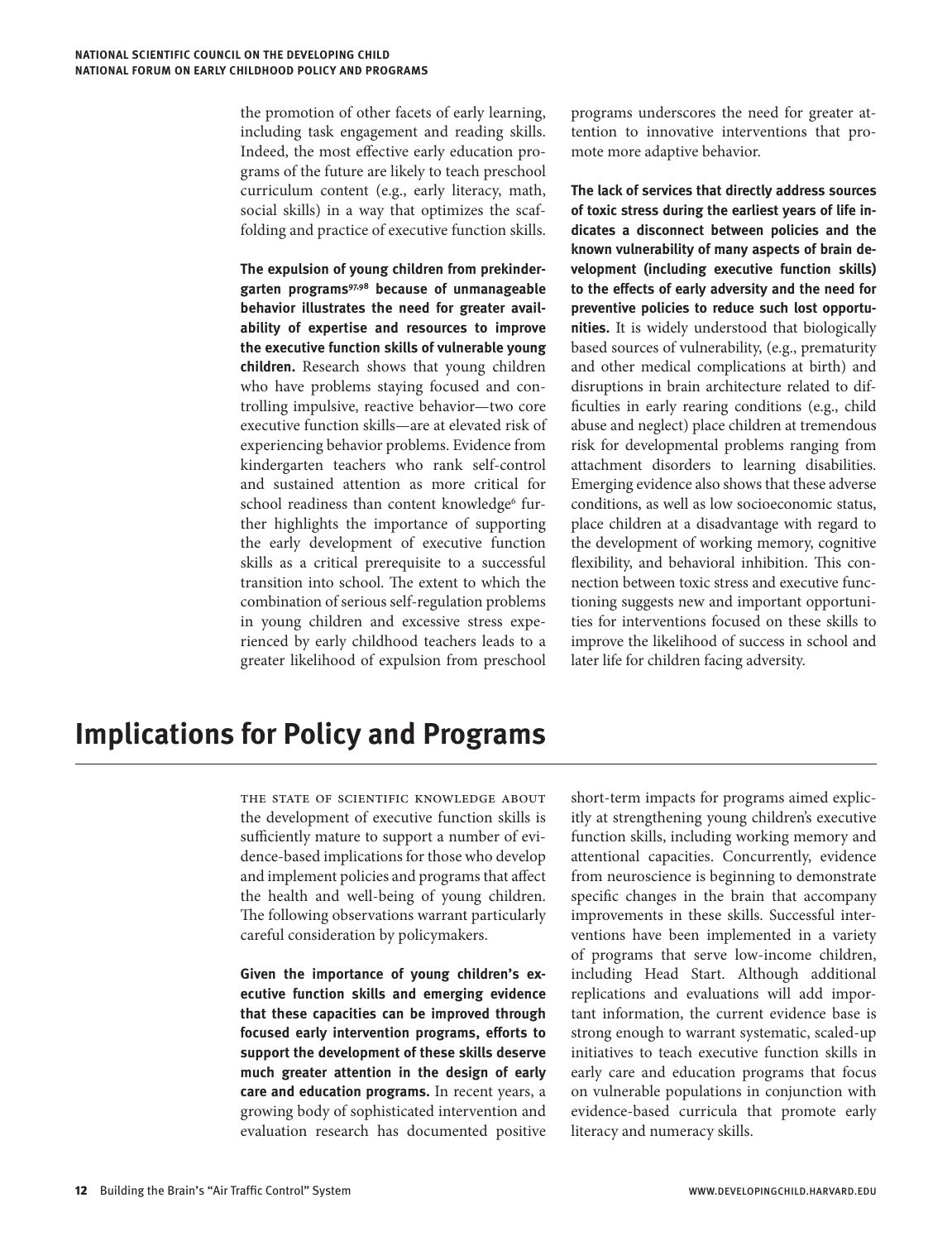the promotion of other facets of early learning, including task engagement and reading skills. Indeed, the most effective early education programs of the future are likely to teach preschool curriculum content (e.g., early literacy, math, social skills) in a way that optimizes the scaffolding and practice of executive function skills.

**The expulsion of young children from prekindergarten programs[97,98] because of unmanageable behavior illustrates the need for greater availability of expertise and resources to improve the executive function skills of vulnerable young children.** Research shows that young children who have problems staying focused and controlling impulsive, reactive behavior—two core executive function skills—are at elevated risk of experiencing behavior problems. Evidence from kindergarten teachers who rank self-control and sustained attention as more critical for school readiness than content knowledge[6] further highlights the importance of supporting the early development of executive function skills as a critical prerequisite to a successful transition into school. The extent to which the combination of serious self-regulation problems in young children and excessive stress experienced by early childhood teachers leads to a greater likelihood of expulsion from preschool programs underscores the need for greater attention to innovative interventions that promote more adaptive behavior.

**The lack of services that directly address sources of toxic stress during the earliest years of life indicates a disconnect between policies and the known vulnerability of many aspects of brain development (including executive function skills) to the effects of early adversity and the need for preventive policies to reduce such lost opportunities.** It is widely understood that biologically based sources of vulnerability, (e.g., prematurity and other medical complications at birth) and disruptions in brain architecture related to difficulties in early rearing conditions (e.g., child abuse and neglect) place children at tremendous risk for developmental problems ranging from attachment disorders to learning disabilities. Emerging evidence also shows that these adverse conditions, as well as low socioeconomic status, place children at a disadvantage with regard to the development of working memory, cognitive flexibility, and behavioral inhibition. This connection between toxic stress and executive functioning suggests new and important opportunities for interventions focused on these skills to improve the likelihood of success in school and later life for children facing adversity.

# Implications for Policy and Programs

The state of scientific knowledge about the development of executive function skills is sufficiently mature to support a number of evidence-based implications for those who develop and implement policies and programs that affect the health and well-being of young children. The following observations warrant particularly careful consideration by policymakers.

**Given the importance of young children's executive function skills and emerging evidence that these capacities can be improved through focused early intervention programs, efforts to support the development of these skills deserve much greater attention in the design of early care and education programs.** In recent years, a growing body of sophisticated intervention and evaluation research has documented positive short-term impacts for programs aimed explicitly at strengthening young children's executive function skills, including working memory and attentional capacities. Concurrently, evidence from neuroscience is beginning to demonstrate specific changes in the brain that accompany improvements in these skills. Successful interventions have been implemented in a variety of programs that serve low-income children, including Head Start. Although additional replications and evaluations will add important information, the current evidence base is strong enough to warrant systematic, scaled-up initiatives to teach executive function skills in early care and education programs that focus on vulnerable populations in conjunction with evidence-based curricula that promote early literacy and numeracy skills.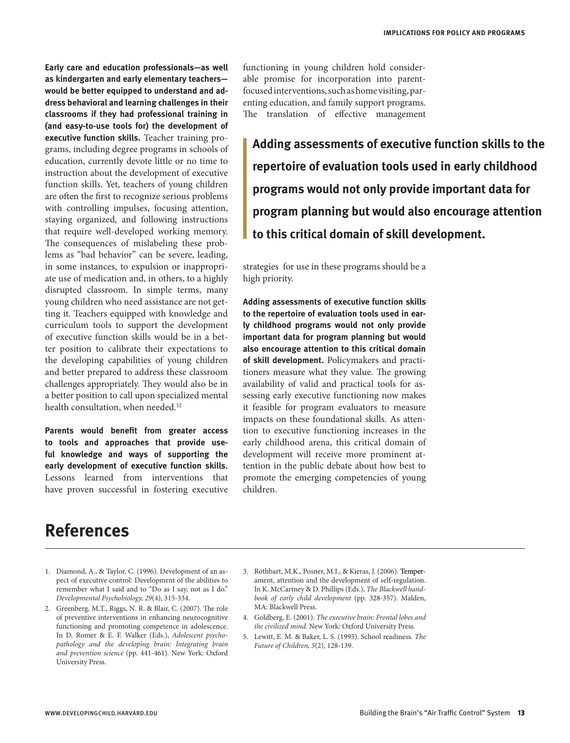**Early care and education professionals—as well as kindergarten and early elementary teachers—would be better equipped to understand and address behavioral and learning challenges in their classrooms if they had professional training in (and easy-to-use tools for) the development of executive function skills.** Teacher training programs, including degree programs in schools of education, currently devote little or no time to instruction about the development of executive function skills. Yet, teachers of young children are often the first to recognize serious problems with controlling impulses, focusing attention, staying organized, and following instructions that require well-developed working memory. The consequences of mislabeling these problems as "bad behavior" can be severe, leading, in some instances, to expulsion or inappropriate use of medication and, in others, to a highly disrupted classroom. In simple terms, many young children who need assistance are not getting it. Teachers equipped with knowledge and curriculum tools to support the development of executive function skills would be in a better position to calibrate their expectations to the developing capabilities of young children and better prepared to address these classroom challenges appropriately. They would also be in a better position to call upon specialized mental health consultation, when needed.[52]

**Parents would benefit from greater access to tools and approaches that provide useful knowledge and ways of supporting the early development of executive function skills.** Lessons learned from interventions that have proven successful in fostering executive functioning in young children hold considerable promise for incorporation into parent-focused interventions, such as home visiting, parenting education, and family support programs. The translation of effective management strategies for use in these programs should be a high priority.

> **Adding assessments of executive function skills to the repertoire of evaluation tools used in early childhood programs would not only provide important data for program planning but would also encourage attention to this critical domain of skill development.**

**Adding assessments of executive function skills to the repertoire of evaluation tools used in early childhood programs would not only provide important data for program planning but would also encourage attention to this critical domain of skill development.** Policymakers and practitioners measure what they value. The growing availability of valid and practical tools for assessing early executive functioning now makes it feasible for program evaluators to measure impacts on these foundational skills. As attention to executive functioning increases in the early childhood arena, this critical domain of development will receive more prominent attention in the public debate about how best to promote the emerging competencies of young children.

# References

1. Diamond, A., & Taylor, C. (1996). Development of an aspect of executive control: Development of the abilities to remember what I said and to "Do as I say, not as I do." *Developmental Psychobiology, 29*(4), 315-334.
2. Greenberg, M.T., Riggs, N. R. & Blair, C. (2007). The role of preventive interventions in enhancing neurocognitive functioning and promoting competence in adolescence. In D. Romer & E. F. Walker (Eds.), *Adolescent psychopathology and the developing brain: Integrating brain and prevention science* (pp. 441-461). New York: Oxford University Press.
3. Rothbart, M.K., Posner, M.I., & Kieras, J. (2006). Temperament, attention and the development of self-regulation. In K. McCartney & D. Phillips (Eds.), *The Blackwell handbook of early child development* (pp. 328-357). Malden, MA: Blackwell Press.
4. Goldberg, E. (2001). *The executive brain: Frontal lobes and the civilized mind.* New York: Oxford University Press.
5. Lewitt, E. M. & Baker, L. S. (1995). School readiness. *The Future of Children, 5*(2), 128-139.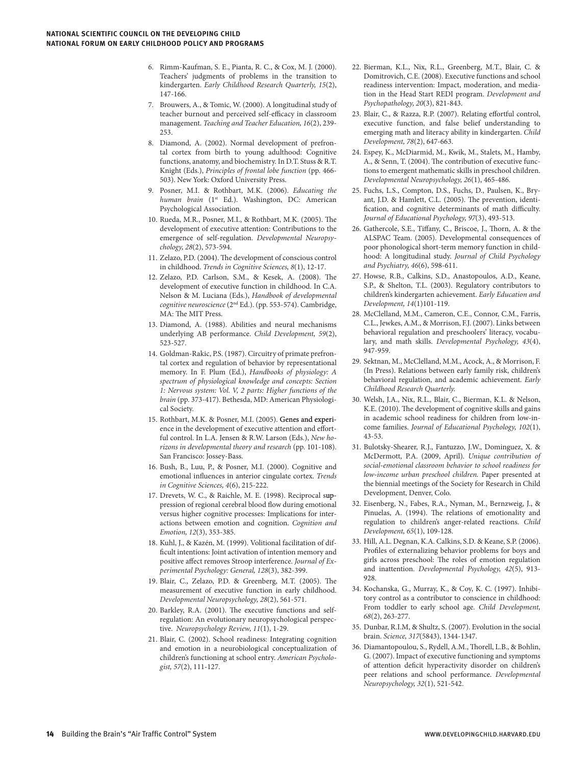6. Rimm-Kaufman, S. E., Pianta, R. C., & Cox, M. J. (2000). Teachers' judgments of problems in the transition to kindergarten. *Early Childhood Research Quarterly, 15*(2), 147-166.
7. Brouwers, A., & Tomic, W. (2000). A longitudinal study of teacher burnout and perceived self-efficacy in classroom management. *Teaching and Teacher Education, 16*(2), 239-253.
8. Diamond, A. (2002). Normal development of prefrontal cortex from birth to young adulthood: Cognitive functions, anatomy, and biochemistry. In D.T. Stuss & R.T. Knight (Eds.), *Principles of frontal lobe function* (pp. 466-503). New York: Oxford University Press.
9. Posner, M.I. & Rothbart, M.K. (2006). *Educating the human brain* (1st Ed.). Washington, DC: American Psychological Association.
10. Rueda, M.R., Posner, M.I., & Rothbart, M.K. (2005). The development of executive attention: Contributions to the emergence of self-regulation. *Developmental Neuropsychology, 28*(2), 573-594.
11. Zelazo, P.D. (2004). The development of conscious control in childhood. *Trends in Cognitive Sciences, 8*(1), 12-17.
12. Zelazo, P.D. Carlson, S.M., & Kesek, A. (2008). The development of executive function in childhood. In C.A. Nelson & M. Luciana (Eds.), *Handbook of developmental cognitive neuroscience* (2nd Ed.). (pp. 553-574). Cambridge, MA: The MIT Press.
13. Diamond, A. (1988). Abilities and neural mechanisms underlying AB performance. *Child Development, 59*(2), 523-527.
14. Goldman-Rakic, P.S. (1987). Circuitry of primate prefrontal cortex and regulation of behavior by representational memory. In F. Plum (Ed.), *Handbooks of physiology: A spectrum of physiological knowledge and concepts: Section 1: Nervous system: Vol. V, 2 parts: Higher functions of the brain* (pp. 373-417). Bethesda, MD: American Physiological Society.
15. Rothbart, M.K. & Posner, M.I. (2005). Genes and experience in the development of executive attention and effortful control. In L.A. Jensen & R.W. Larson (Eds.), *New horizons in developmental theory and research* (pp. 101-108). San Francisco: Jossey-Bass.
16. Bush, B., Luu, P., & Posner, M.I. (2000). Cognitive and emotional influences in anterior cingulate cortex. *Trends in Cognitive Sciences, 4*(6), 215-222.
17. Drevets, W. C., & Raichle, M. E. (1998). Reciprocal suppression of regional cerebral blood flow during emotional versus higher cognitive processes: Implications for interactions between emotion and cognition. *Cognition and Emotion, 12*(3), 353-385.
18. Kuhl, J., & Kazén, M. (1999). Volitional facilitation of difficult intentions: Joint activation of intention memory and positive affect removes Stroop interference. *Journal of Experimental Psychology: General, 128*(3), 382-399.
19. Blair, C., Zelazo, P.D. & Greenberg, M.T. (2005). The measurement of executive function in early childhood. *Developmental Neuropsychology, 28*(2), 561-571.
20. Barkley, R.A. (2001). The executive functions and self-regulation: An evolutionary neuropsychological perspective. *Neuropsychology Review, 11*(1), 1-29.
21. Blair, C. (2002). School readiness: Integrating cognition and emotion in a neurobiological conceptualization of children's functioning at school entry. *American Psychologist, 57*(2), 111-127.
22. Bierman, K.L., Nix, R.L., Greenberg, M.T., Blair, C. & Domitrovich, C.E. (2008). Executive functions and school readiness intervention: Impact, moderation, and mediation in the Head Start REDI program. *Development and Psychopathology, 20*(3), 821-843.
23. Blair, C., & Razza, R.P. (2007). Relating effortful control, executive function, and false belief understanding to emerging math and literacy ability in kindergarten. *Child Development, 78*(2), 647-663.
24. Espey, K., McDiarmid, M., Kwik, M., Stalets, M., Hamby, A., & Senn, T. (2004). The contribution of executive functions to emergent mathematic skills in preschool children. *Developmental Neuropsychology, 26*(1), 465-486.
25. Fuchs, L.S., Compton, D.S., Fuchs, D., Paulsen, K., Bryant, J.D. & Hamlett, C.L. (2005). The prevention, identification, and cognitive determinants of math difficulty. *Journal of Educational Psychology, 97*(3), 493-513.
26. Gathercole, S.E., Tiffany, C., Briscoe, J., Thorn, A. & the ALSPAC Team. (2005). Developmental consequences of poor phonological short-term memory function in childhood: A longitudinal study. *Journal of Child Psychology and Psychiatry, 46*(6), 598-611.
27. Howse, R.B., Calkins, S.D., Anastopoulos, A.D., Keane, S.P., & Shelton, T.L. (2003). Regulatory contributors to children's kindergarten achievement. *Early Education and Development, 14*(1)101-119.
28. McClelland, M.M., Cameron, C.E., Connor, C.M., Farris, C.L., Jewkes, A.M., & Morrison, F.J. (2007). Links between behavioral regulation and preschoolers' literacy, vocabulary, and math skills. *Developmental Psychology, 43*(4), 947-959.
29. Sektnan, M., McClelland, M.M., Acock, A., & Morrison, F. (In Press). Relations between early family risk, children's behavioral regulation, and academic achievement. *Early Childhood Research Quarterly.*
30. Welsh, J.A., Nix, R.L., Blair, C., Bierman, K.L. & Nelson, K.E. (2010). The development of cognitive skills and gains in academic school readiness for children from low-income families. *Journal of Educational Psychology, 102*(1), 43-53.
31. Bulotsky-Shearer, R.J., Fantuzzo, J.W., Dominguez, X. & McDermott, P.A. (2009, April). *Unique contribution of social-emotional classroom behavior to school readiness for low-income urban preschool children.* Paper presented at the biennial meetings of the Society for Research in Child Development, Denver, Colo.
32. Eisenberg, N., Fabes, R.A., Nyman, M., Bernzweig, J., & Pinuelas, A. (1994). The relations of emotionality and regulation to children's anger-related reactions. *Child Development, 65*(1), 109-128.
33. Hill, A.L. Degnan, K.A. Calkins, S.D. & Keane, S.P. (2006). Profiles of externalizing behavior problems for boys and girls across preschool: The roles of emotion regulation and inattention. *Developmental Psychology, 42*(5), 913-928.
34. Kochanska, G., Murray, K., & Coy, K. C. (1997). Inhibitory control as a contributor to conscience in childhood: From toddler to early school age. *Child Development, 68*(2), 263-277.
35. Dunbar, R.I.M, & Shultz, S. (2007). Evolution in the social brain. *Science, 317*(5843), 1344-1347.
36. Diamantopoulou, S., Rydell, A.M., Thorell, L.B., & Bohlin, G. (2007). Impact of executive functioning and symptoms of attention deficit hyperactivity disorder on children's peer relations and school performance. *Developmental Neuropsychology, 32*(1), 521-542.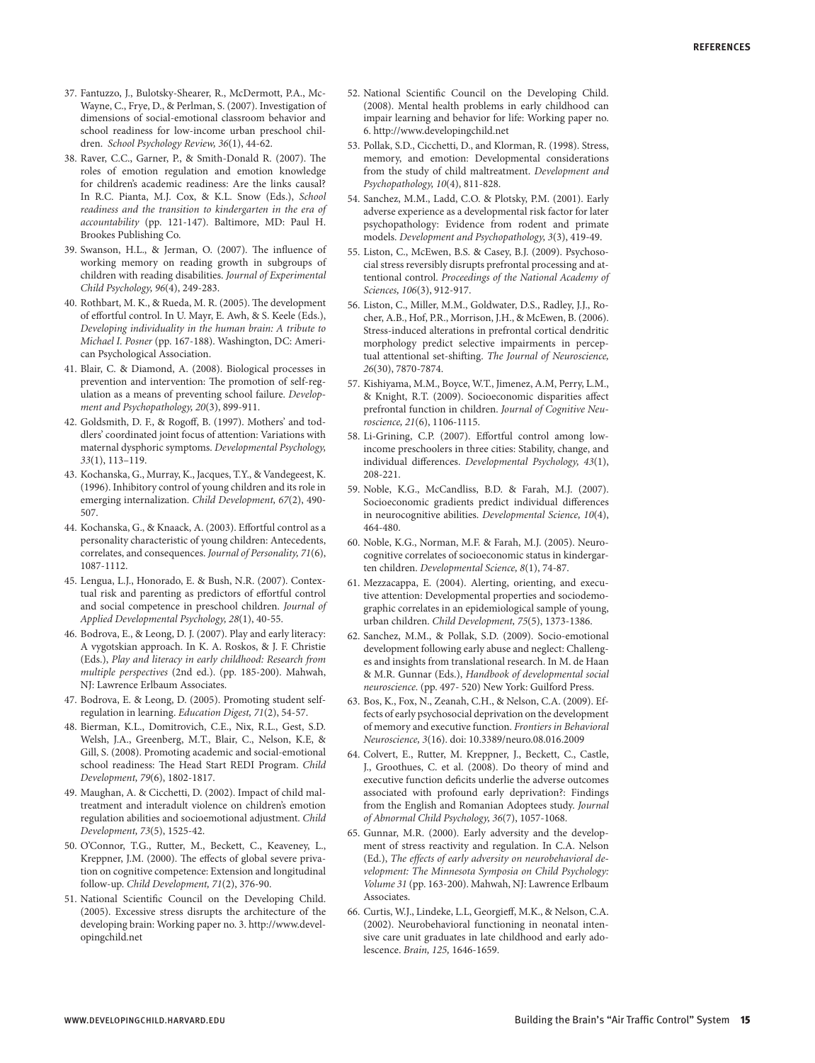37. Fantuzzo, J., Bulotsky-Shearer, R., McDermott, P.A., McWayne, C., Frye, D., & Perlman, S. (2007). Investigation of dimensions of social-emotional classroom behavior and school readiness for low-income urban preschool children. *School Psychology Review, 36*(1), 44-62.

38. Raver, C.C., Garner, P., & Smith-Donald R. (2007). The roles of emotion regulation and emotion knowledge for children's academic readiness: Are the links causal? In R.C. Pianta, M.J. Cox, & K.L. Snow (Eds.), *School readiness and the transition to kindergarten in the era of accountability* (pp. 121-147). Baltimore, MD: Paul H. Brookes Publishing Co.

39. Swanson, H.L., & Jerman, O. (2007). The influence of working memory on reading growth in subgroups of children with reading disabilities. *Journal of Experimental Child Psychology, 96*(4), 249-283.

40. Rothbart, M. K., & Rueda, M. R. (2005). The development of effortful control. In U. Mayr, E. Awh, & S. Keele (Eds.), *Developing individuality in the human brain: A tribute to Michael I. Posner* (pp. 167-188). Washington, DC: American Psychological Association.

41. Blair, C. & Diamond, A. (2008). Biological processes in prevention and intervention: The promotion of self-regulation as a means of preventing school failure. *Development and Psychopathology, 20*(3), 899-911.

42. Goldsmith, D. F., & Rogoff, B. (1997). Mothers' and toddlers' coordinated joint focus of attention: Variations with maternal dysphoric symptoms. *Developmental Psychology, 33*(1), 113–119.

43. Kochanska, G., Murray, K., Jacques, T.Y., & Vandegeest, K. (1996). Inhibitory control of young children and its role in emerging internalization. *Child Development, 67*(2), 490-507.

44. Kochanska, G., & Knaack, A. (2003). Effortful control as a personality characteristic of young children: Antecedents, correlates, and consequences. *Journal of Personality, 71*(6), 1087-1112.

45. Lengua, L.J., Honorado, E. & Bush, N.R. (2007). Contextual risk and parenting as predictors of effortful control and social competence in preschool children. *Journal of Applied Developmental Psychology, 28*(1), 40-55.

46. Bodrova, E., & Leong, D. J. (2007). Play and early literacy: A vygotskian approach. In K. A. Roskos, & J. F. Christie (Eds.), *Play and literacy in early childhood: Research from multiple perspectives* (2nd ed.). (pp. 185-200). Mahwah, NJ: Lawrence Erlbaum Associates.

47. Bodrova, E. & Leong, D. (2005). Promoting student self-regulation in learning. *Education Digest, 71*(2), 54-57.

48. Bierman, K.L., Domitrovich, C.E., Nix, R.L., Gest, S.D. Welsh, J.A., Greenberg, M.T., Blair, C., Nelson, K.E, & Gill, S. (2008). Promoting academic and social-emotional school readiness: The Head Start REDI Program. *Child Development, 79*(6), 1802-1817.

49. Maughan, A. & Cicchetti, D. (2002). Impact of child maltreatment and interadult violence on children's emotion regulation abilities and socioemotional adjustment. *Child Development, 73*(5), 1525-42.

50. O'Connor, T.G., Rutter, M., Beckett, C., Keaveney, L., Kreppner, J.M. (2000). The effects of global severe privation on cognitive competence: Extension and longitudinal follow-up. *Child Development, 71*(2), 376-90.

51. National Scientific Council on the Developing Child. (2005). Excessive stress disrupts the architecture of the developing brain: Working paper no. 3. http://www.developingchild.net

52. National Scientific Council on the Developing Child. (2008). Mental health problems in early childhood can impair learning and behavior for life: Working paper no. 6. http://www.developingchild.net

53. Pollak, S.D., Cicchetti, D., and Klorman, R. (1998). Stress, memory, and emotion: Developmental considerations from the study of child maltreatment. *Development and Psychopathology, 10*(4), 811-828.

54. Sanchez, M.M., Ladd, C.O. & Plotsky, P.M. (2001). Early adverse experience as a developmental risk factor for later psychopathology: Evidence from rodent and primate models. *Development and Psychopathology, 3*(3), 419-49.

55. Liston, C., McEwen, B.S. & Casey, B.J. (2009). Psychosocial stress reversibly disrupts prefrontal processing and attentional control. *Proceedings of the National Academy of Sciences, 106*(3), 912-917.

56. Liston, C., Miller, M.M., Goldwater, D.S., Radley, J.J., Rocher, A.B., Hof, P.R., Morrison, J.H., & McEwen, B. (2006). Stress-induced alterations in prefrontal cortical dendritic morphology predict selective impairments in perceptual attentional set-shifting. *The Journal of Neuroscience, 26*(30), 7870-7874.

57. Kishiyama, M.M., Boyce, W.T., Jimenez, A.M, Perry, L.M., & Knight, R.T. (2009). Socioeconomic disparities affect prefrontal function in children. *Journal of Cognitive Neuroscience, 21*(6), 1106-1115.

58. Li-Grining, C.P. (2007). Effortful control among low-income preschoolers in three cities: Stability, change, and individual differences. *Developmental Psychology, 43*(1), 208-221.

59. Noble, K.G., McCandliss, B.D. & Farah, M.J. (2007). Socioeconomic gradients predict individual differences in neurocognitive abilities. *Developmental Science, 10*(4), 464-480.

60. Noble, K.G., Norman, M.F. & Farah, M.J. (2005). Neurocognitive correlates of socioeconomic status in kindergarten children. *Developmental Science, 8*(1), 74-87.

61. Mezzacappa, E. (2004). Alerting, orienting, and executive attention: Developmental properties and sociodemographic correlates in an epidemiological sample of young, urban children. *Child Development, 75*(5), 1373-1386.

62. Sanchez, M.M., & Pollak, S.D. (2009). Socio-emotional development following early abuse and neglect: Challenges and insights from translational research. In M. de Haan & M.R. Gunnar (Eds.), *Handbook of developmental social neuroscience*. (pp. 497- 520) New York: Guilford Press.

63. Bos, K., Fox, N., Zeanah, C.H., & Nelson, C.A. (2009). Effects of early psychosocial deprivation on the development of memory and executive function. *Frontiers in Behavioral Neuroscience, 3*(16). doi: 10.3389/neuro.08.016.2009

64. Colvert, E., Rutter, M. Kreppner, J., Beckett, C., Castle, J., Groothues, C. et al. (2008). Do theory of mind and executive function deficits underlie the adverse outcomes associated with profound early deprivation?: Findings from the English and Romanian Adoptees study. *Journal of Abnormal Child Psychology, 36*(7), 1057-1068.

65. Gunnar, M.R. (2000). Early adversity and the development of stress reactivity and regulation. In C.A. Nelson (Ed.), *The effects of early adversity on neurobehavioral development: The Minnesota Symposia on Child Psychology: Volume 31* (pp. 163-200). Mahwah, NJ: Lawrence Erlbaum Associates.

66. Curtis, W.J., Lindeke, L.L, Georgieff, M.K., & Nelson, C.A. (2002). Neurobehavioral functioning in neonatal intensive care unit graduates in late childhood and early adolescence. *Brain, 125*, 1646-1659.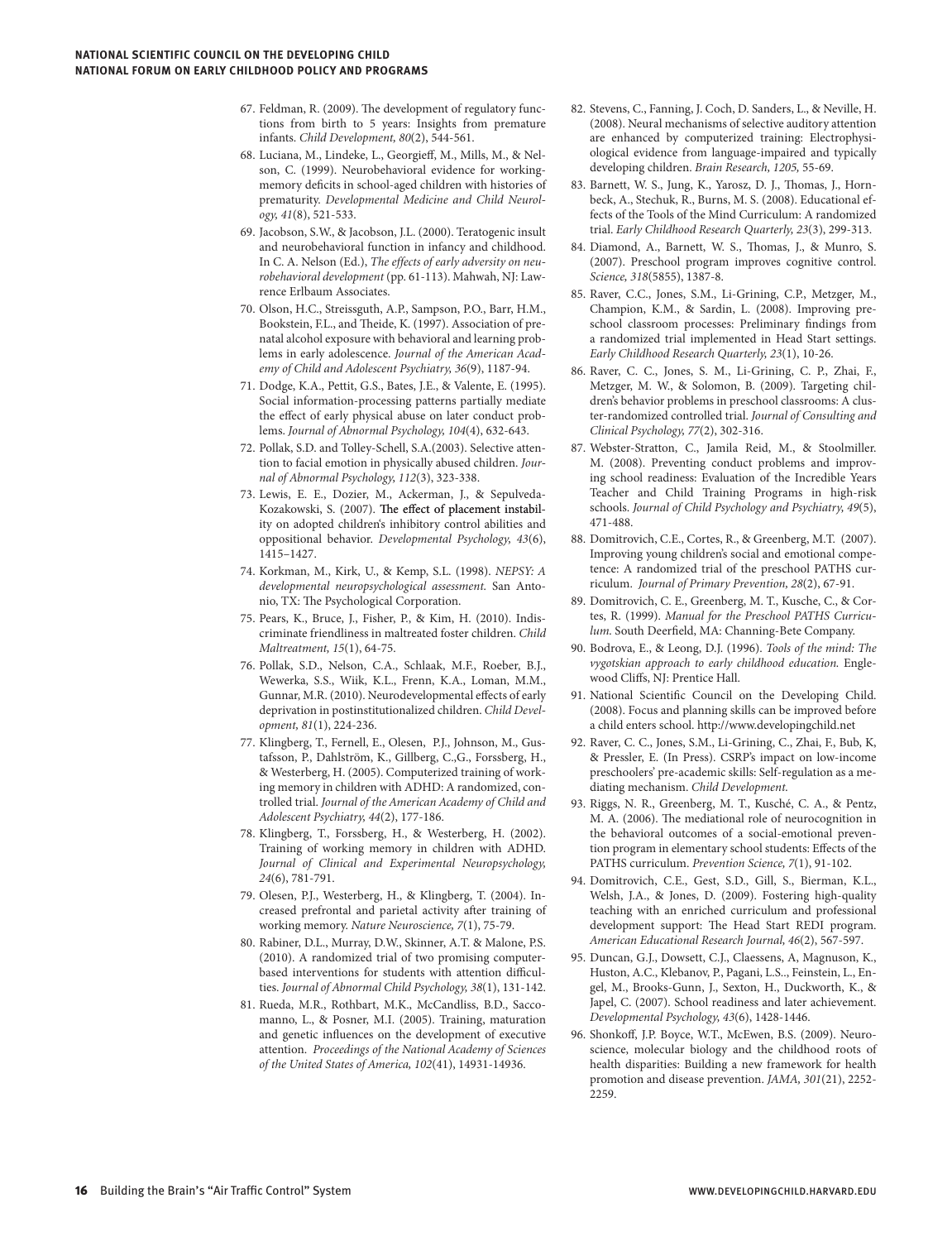67. Feldman, R. (2009). The development of regulatory functions from birth to 5 years: Insights from premature infants. *Child Development, 80*(2), 544-561.
68. Luciana, M., Lindeke, L., Georgieff, M., Mills, M., & Nelson, C. (1999). Neurobehavioral evidence for working-memory deficits in school-aged children with histories of prematurity. *Developmental Medicine and Child Neurology, 41*(8), 521-533.
69. Jacobson, S.W., & Jacobson, J.L. (2000). Teratogenic insult and neurobehavioral function in infancy and childhood. In C. A. Nelson (Ed.), *The effects of early adversity on neurobehavioral development* (pp. 61-113). Mahwah, NJ: Lawrence Erlbaum Associates.
70. Olson, H.C., Streissguth, A.P., Sampson, P.O., Barr, H.M., Bookstein, F.L., and Theide, K. (1997). Association of prenatal alcohol exposure with behavioral and learning problems in early adolescence. *Journal of the American Academy of Child and Adolescent Psychiatry, 36*(9), 1187-94.
71. Dodge, K.A., Pettit, G.S., Bates, J.E., & Valente, E. (1995). Social information-processing patterns partially mediate the effect of early physical abuse on later conduct problems. *Journal of Abnormal Psychology, 104*(4), 632-643.
72. Pollak, S.D. and Tolley-Schell, S.A.(2003). Selective attention to facial emotion in physically abused children. *Journal of Abnormal Psychology, 112*(3), 323-338.
73. Lewis, E. E., Dozier, M., Ackerman, J., & Sepulveda-Kozakowski, S. (2007). The effect of placement instability on adopted children's inhibitory control abilities and oppositional behavior. *Developmental Psychology, 43*(6), 1415–1427.
74. Korkman, M., Kirk, U., & Kemp, S.L. (1998). *NEPSY: A developmental neuropsychological assessment.* San Antonio, TX: The Psychological Corporation.
75. Pears, K., Bruce, J., Fisher, P., & Kim, H. (2010). Indiscriminate friendliness in maltreated foster children. *Child Maltreatment, 15*(1), 64-75.
76. Pollak, S.D., Nelson, C.A., Schlaak, M.F., Roeber, B.J., Wewerka, S.S., Wiik, K.L., Frenn, K.A., Loman, M.M., Gunnar, M.R. (2010). Neurodevelopmental effects of early deprivation in postinstitutionalized children. *Child Development, 81*(1), 224-236.
77. Klingberg, T., Fernell, E., Olesen, P.J., Johnson, M., Gustafsson, P., Dahlström, K., Gillberg, C.,G., Forssberg, H., & Westerberg, H. (2005). Computerized training of working memory in children with ADHD: A randomized, controlled trial. *Journal of the American Academy of Child and Adolescent Psychiatry, 44*(2), 177-186.
78. Klingberg, T., Forssberg, H., & Westerberg, H. (2002). Training of working memory in children with ADHD. *Journal of Clinical and Experimental Neuropsychology, 24*(6), 781-791.
79. Olesen, P.J., Westerberg, H., & Klingberg, T. (2004). Increased prefrontal and parietal activity after training of working memory. *Nature Neuroscience, 7*(1), 75-79.
80. Rabiner, D.L., Murray, D.W., Skinner, A.T. & Malone, P.S. (2010). A randomized trial of two promising computer-based interventions for students with attention difficulties. *Journal of Abnormal Child Psychology, 38*(1), 131-142.
81. Rueda, M.R., Rothbart, M.K., McCandliss, B.D., Saccomanno, L., & Posner, M.I. (2005). Training, maturation and genetic influences on the development of executive attention. *Proceedings of the National Academy of Sciences of the United States of America, 102*(41), 14931-14936.
82. Stevens, C., Fanning, J. Coch, D. Sanders, L., & Neville, H. (2008). Neural mechanisms of selective auditory attention are enhanced by computerized training: Electrophysiological evidence from language-impaired and typically developing children. *Brain Research, 1205,* 55-69.
83. Barnett, W. S., Jung, K., Yarosz, D. J., Thomas, J., Hornbeck, A., Stechuk, R., Burns, M. S. (2008). Educational effects of the Tools of the Mind Curriculum: A randomized trial. *Early Childhood Research Quarterly, 23*(3), 299-313.
84. Diamond, A., Barnett, W. S., Thomas, J., & Munro, S. (2007). Preschool program improves cognitive control. *Science, 318*(5855), 1387-8.
85. Raver, C.C., Jones, S.M., Li-Grining, C.P., Metzger, M., Champion, K.M., & Sardin, L. (2008). Improving preschool classroom processes: Preliminary findings from a randomized trial implemented in Head Start settings. *Early Childhood Research Quarterly, 23*(1), 10-26.
86. Raver, C. C., Jones, S. M., Li-Grining, C. P., Zhai, F., Metzger, M. W., & Solomon, B. (2009). Targeting children's behavior problems in preschool classrooms: A cluster-randomized controlled trial. *Journal of Consulting and Clinical Psychology, 77*(2), 302-316.
87. Webster-Stratton, C., Jamila Reid, M., & Stoolmiller. M. (2008). Preventing conduct problems and improving school readiness: Evaluation of the Incredible Years Teacher and Child Training Programs in high-risk schools. *Journal of Child Psychology and Psychiatry, 49*(5), 471-488.
88. Domitrovich, C.E., Cortes, R., & Greenberg, M.T. (2007). Improving young children's social and emotional competence: A randomized trial of the preschool PATHS curriculum. *Journal of Primary Prevention, 28*(2), 67-91.
89. Domitrovich, C. E., Greenberg, M. T., Kusche, C., & Cortes, R. (1999). *Manual for the Preschool PATHS Curriculum.* South Deerfield, MA: Channing-Bete Company.
90. Bodrova, E., & Leong, D.J. (1996). *Tools of the mind: The vygotskian approach to early childhood education.* Englewood Cliffs, NJ: Prentice Hall.
91. National Scientific Council on the Developing Child. (2008). Focus and planning skills can be improved before a child enters school. http://www.developingchild.net
92. Raver, C. C., Jones, S.M., Li-Grining, C., Zhai, F., Bub, K, & Pressler, E. (In Press). CSRP's impact on low-income preschoolers' pre-academic skills: Self-regulation as a mediating mechanism. *Child Development.*
93. Riggs, N. R., Greenberg, M. T., Kusché, C. A., & Pentz, M. A. (2006). The mediational role of neurocognition in the behavioral outcomes of a social-emotional prevention program in elementary school students: Effects of the PATHS curriculum. *Prevention Science, 7*(1), 91-102.
94. Domitrovich, C.E., Gest, S.D., Gill, S., Bierman, K.L., Welsh, J.A., & Jones, D. (2009). Fostering high-quality teaching with an enriched curriculum and professional development support: The Head Start REDI program. *American Educational Research Journal, 46*(2), 567-597.
95. Duncan, G.J., Dowsett, C.J., Claessens, A, Magnuson, K., Huston, A.C., Klebanov, P., Pagani, L.S.., Feinstein, L., Engel, M., Brooks-Gunn, J., Sexton, H., Duckworth, K., & Japel, C. (2007). School readiness and later achievement. *Developmental Psychology, 43*(6), 1428-1446.
96. Shonkoff, J.P. Boyce, W.T., McEwen, B.S. (2009). Neuroscience, molecular biology and the childhood roots of health disparities: Building a new framework for health promotion and disease prevention. *JAMA, 301*(21), 2252-2259.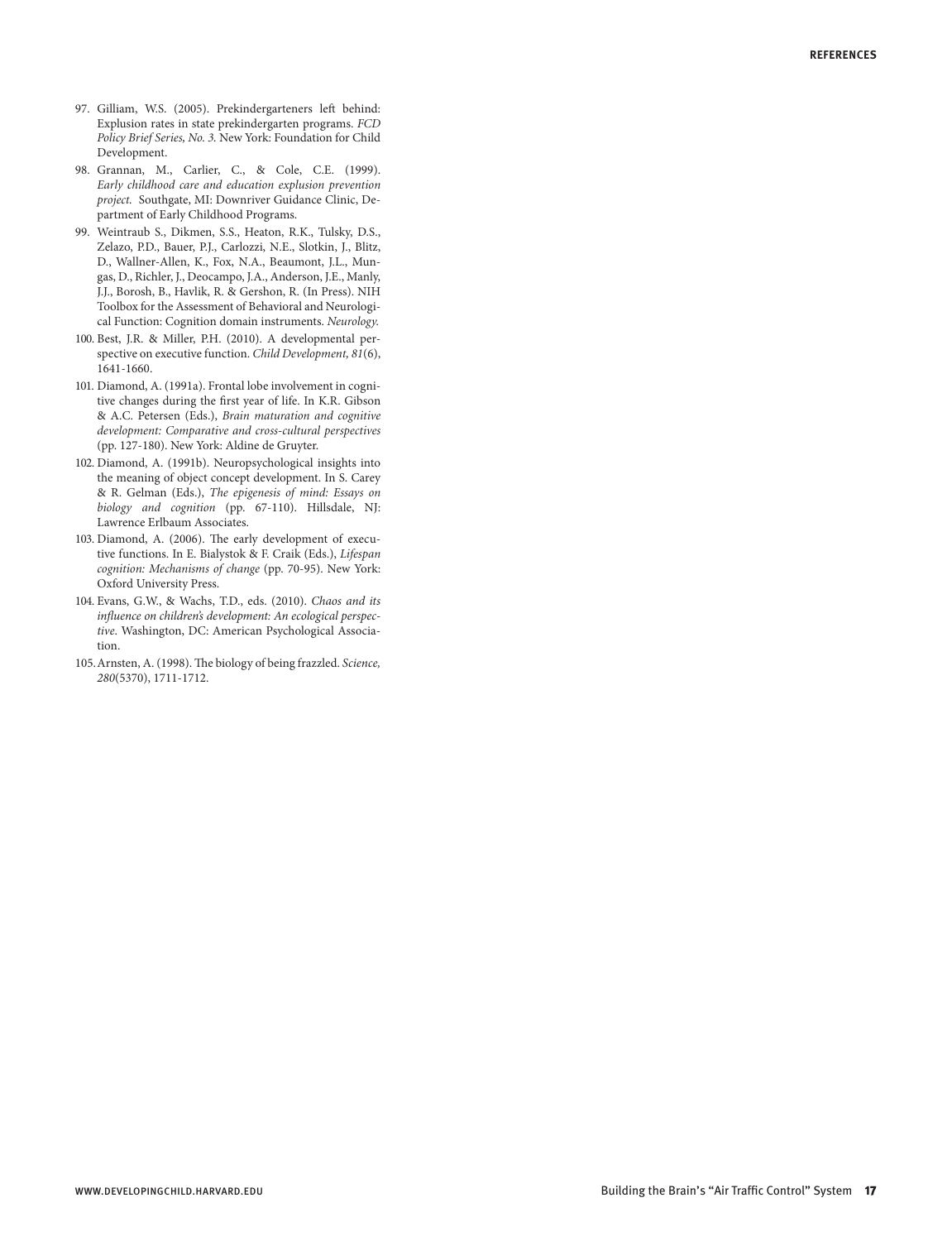97. Gilliam, W.S. (2005). Prekindergarteners left behind: Explusion rates in state prekindergarten programs. *FCD Policy Brief Series, No. 3.* New York: Foundation for Child Development.
98. Grannan, M., Carlier, C., & Cole, C.E. (1999). *Early childhood care and education explusion prevention project.* Southgate, MI: Downriver Guidance Clinic, Department of Early Childhood Programs.
99. Weintraub S., Dikmen, S.S., Heaton, R.K., Tulsky, D.S., Zelazo, P.D., Bauer, P.J., Carlozzi, N.E., Slotkin, J., Blitz, D., Wallner-Allen, K., Fox, N.A., Beaumont, J.L., Mungas, D., Richler, J., Deocampo, J.A., Anderson, J.E., Manly, J.J., Borosh, B., Havlik, R. & Gershon, R. (In Press). NIH Toolbox for the Assessment of Behavioral and Neurological Function: Cognition domain instruments. *Neurology.*
100. Best, J.R. & Miller, P.H. (2010). A developmental perspective on executive function. *Child Development, 81*(6), 1641-1660.
101. Diamond, A. (1991a). Frontal lobe involvement in cognitive changes during the first year of life. In K.R. Gibson & A.C. Petersen (Eds.), *Brain maturation and cognitive development: Comparative and cross-cultural perspectives* (pp. 127-180). New York: Aldine de Gruyter.
102. Diamond, A. (1991b). Neuropsychological insights into the meaning of object concept development. In S. Carey & R. Gelman (Eds.), *The epigenesis of mind: Essays on biology and cognition* (pp. 67-110). Hillsdale, NJ: Lawrence Erlbaum Associates.
103. Diamond, A. (2006). The early development of executive functions. In E. Bialystok & F. Craik (Eds.), *Lifespan cognition: Mechanisms of change* (pp. 70-95). New York: Oxford University Press.
104. Evans, G.W., & Wachs, T.D., eds. (2010). *Chaos and its influence on children's development: An ecological perspective*. Washington, DC: American Psychological Association.
105. Arnsten, A. (1998). The biology of being frazzled. *Science, 280*(5370), 1711-1712.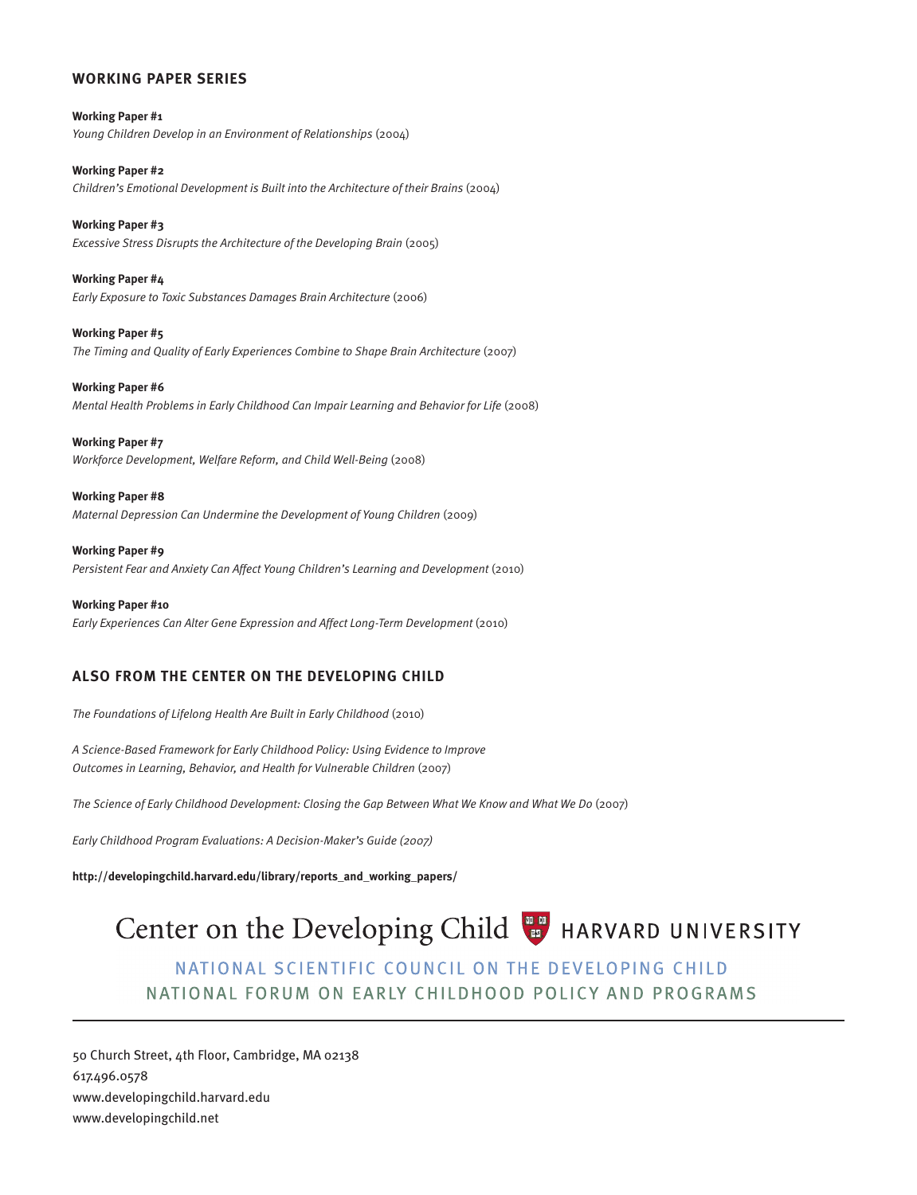## WORKING PAPER SERIES

**Working Paper #1**
*Young Children Develop in an Environment of Relationships* (2004)

**Working Paper #2**
*Children's Emotional Development is Built into the Architecture of their Brains* (2004)

**Working Paper #3**
*Excessive Stress Disrupts the Architecture of the Developing Brain* (2005)

**Working Paper #4**
*Early Exposure to Toxic Substances Damages Brain Architecture* (2006)

**Working Paper #5**
*The Timing and Quality of Early Experiences Combine to Shape Brain Architecture* (2007)

**Working Paper #6**
*Mental Health Problems in Early Childhood Can Impair Learning and Behavior for Life* (2008)

**Working Paper #7**
*Workforce Development, Welfare Reform, and Child Well-Being* (2008)

**Working Paper #8**
*Maternal Depression Can Undermine the Development of Young Children* (2009)

**Working Paper #9**
*Persistent Fear and Anxiety Can Affect Young Children's Learning and Development* (2010)

**Working Paper #10**
*Early Experiences Can Alter Gene Expression and Affect Long-Term Development* (2010)

## ALSO FROM THE CENTER ON THE DEVELOPING CHILD

*The Foundations of Lifelong Health Are Built in Early Childhood* (2010)

*A Science-Based Framework for Early Childhood Policy: Using Evidence to Improve Outcomes in Learning, Behavior, and Health for Vulnerable Children* (2007)

*The Science of Early Childhood Development: Closing the Gap Between What We Know and What We Do* (2007)

*Early Childhood Program Evaluations: A Decision-Maker's Guide (2007)*

**http://developingchild.harvard.edu/library/reports_and_working_papers/**

Center on the Developing Child HARVARD UNIVERSITY

NATIONAL SCIENTIFIC COUNCIL ON THE DEVELOPING CHILD
NATIONAL FORUM ON EARLY CHILDHOOD POLICY AND PROGRAMS

50 Church Street, 4th Floor, Cambridge, MA 02138
617.496.0578
www.developingchild.harvard.edu
www.developingchild.net